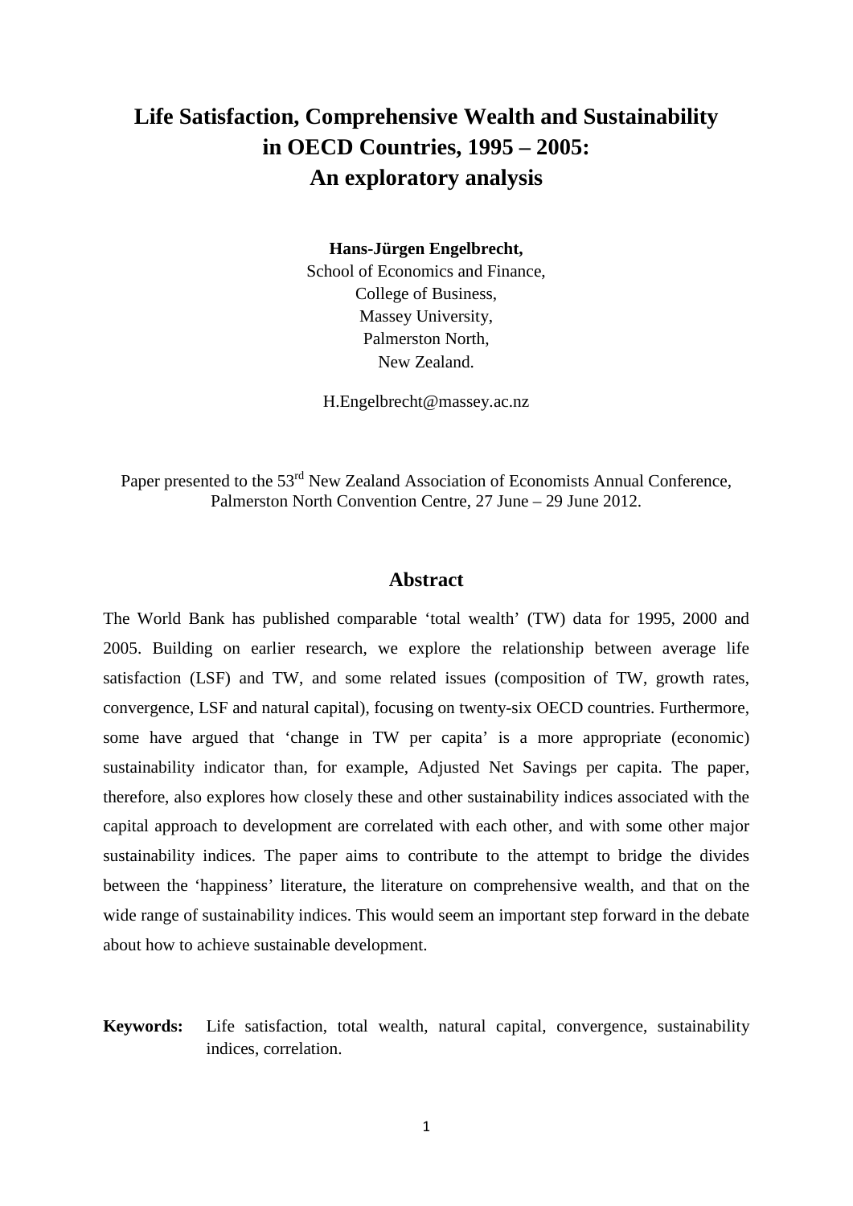# Life Satisfaction, Comprehensive Wealth and Sustainability in OECD Countries, 1995 – 2005: An exploratory analysis

**Hans-Jürgen Engelbrecht,**
School of Economics and Finance,
College of Business,
Massey University,
Palmerston North,
New Zealand.

H.Engelbrecht@massey.ac.nz

Paper presented to the 53[rd] New Zealand Association of Economists Annual Conference, Palmerston North Convention Centre, 27 June – 29 June 2012.

## Abstract

The World Bank has published comparable 'total wealth' (TW) data for 1995, 2000 and 2005. Building on earlier research, we explore the relationship between average life satisfaction (LSF) and TW, and some related issues (composition of TW, growth rates, convergence, LSF and natural capital), focusing on twenty-six OECD countries. Furthermore, some have argued that 'change in TW per capita' is a more appropriate (economic) sustainability indicator than, for example, Adjusted Net Savings per capita. The paper, therefore, also explores how closely these and other sustainability indices associated with the capital approach to development are correlated with each other, and with some other major sustainability indices. The paper aims to contribute to the attempt to bridge the divides between the 'happiness' literature, the literature on comprehensive wealth, and that on the wide range of sustainability indices. This would seem an important step forward in the debate about how to achieve sustainable development.

**Keywords:** Life satisfaction, total wealth, natural capital, convergence, sustainability indices, correlation.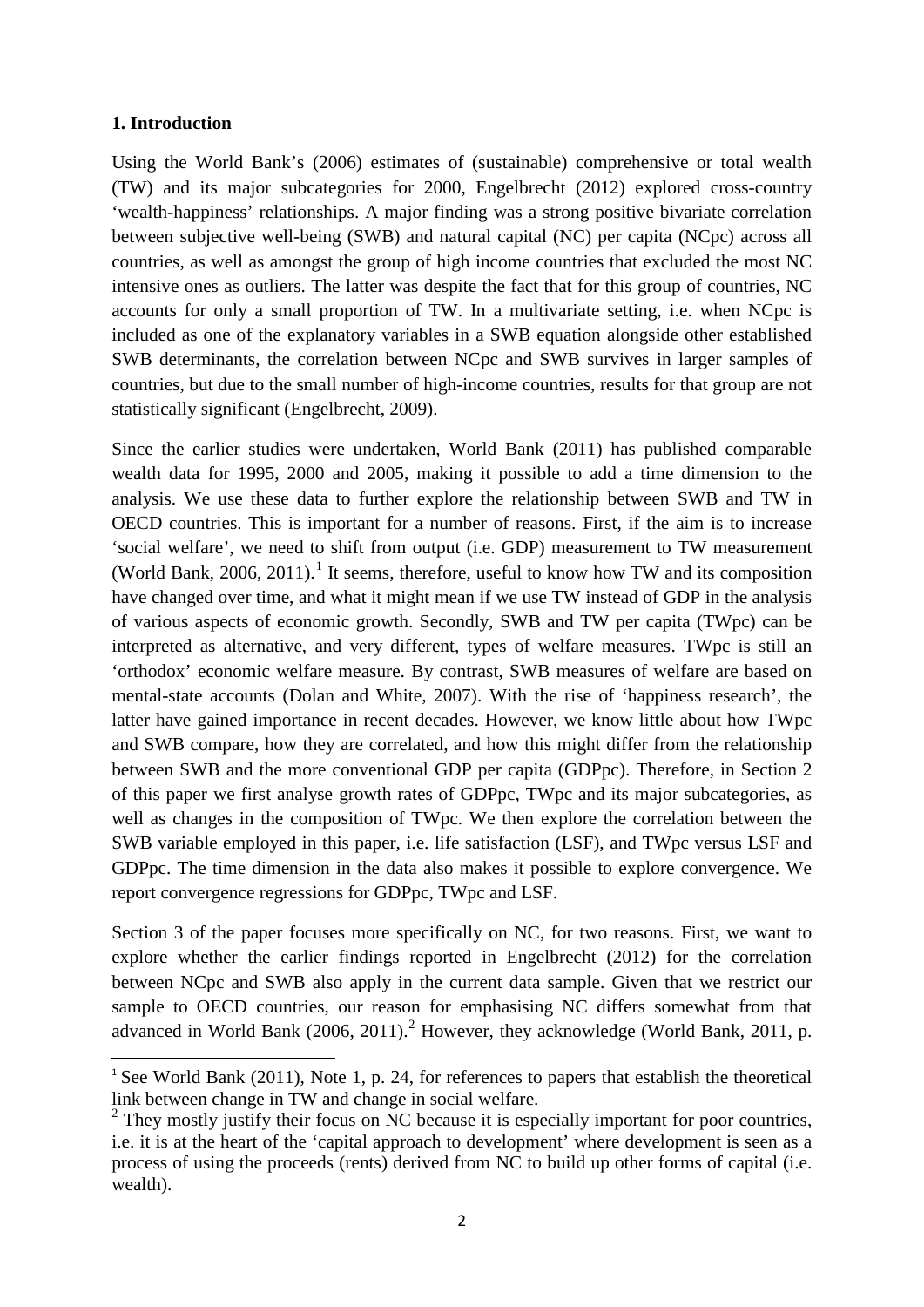## 1. Introduction

Using the World Bank's (2006) estimates of (sustainable) comprehensive or total wealth (TW) and its major subcategories for 2000, Engelbrecht (2012) explored cross-country 'wealth-happiness' relationships. A major finding was a strong positive bivariate correlation between subjective well-being (SWB) and natural capital (NC) per capita (NCpc) across all countries, as well as amongst the group of high income countries that excluded the most NC intensive ones as outliers. The latter was despite the fact that for this group of countries, NC accounts for only a small proportion of TW. In a multivariate setting, i.e. when NCpc is included as one of the explanatory variables in a SWB equation alongside other established SWB determinants, the correlation between NCpc and SWB survives in larger samples of countries, but due to the small number of high-income countries, results for that group are not statistically significant (Engelbrecht, 2009).

Since the earlier studies were undertaken, World Bank (2011) has published comparable wealth data for 1995, 2000 and 2005, making it possible to add a time dimension to the analysis. We use these data to further explore the relationship between SWB and TW in OECD countries. This is important for a number of reasons. First, if the aim is to increase 'social welfare', we need to shift from output (i.e. GDP) measurement to TW measurement (World Bank, 2006, 2011).[1] It seems, therefore, useful to know how TW and its composition have changed over time, and what it might mean if we use TW instead of GDP in the analysis of various aspects of economic growth. Secondly, SWB and TW per capita (TWpc) can be interpreted as alternative, and very different, types of welfare measures. TWpc is still an 'orthodox' economic welfare measure. By contrast, SWB measures of welfare are based on mental-state accounts (Dolan and White, 2007). With the rise of 'happiness research', the latter have gained importance in recent decades. However, we know little about how TWpc and SWB compare, how they are correlated, and how this might differ from the relationship between SWB and the more conventional GDP per capita (GDPpc). Therefore, in Section 2 of this paper we first analyse growth rates of GDPpc, TWpc and its major subcategories, as well as changes in the composition of TWpc. We then explore the correlation between the SWB variable employed in this paper, i.e. life satisfaction (LSF), and TWpc versus LSF and GDPpc. The time dimension in the data also makes it possible to explore convergence. We report convergence regressions for GDPpc, TWpc and LSF.

Section 3 of the paper focuses more specifically on NC, for two reasons. First, we want to explore whether the earlier findings reported in Engelbrecht (2012) for the correlation between NCpc and SWB also apply in the current data sample. Given that we restrict our sample to OECD countries, our reason for emphasising NC differs somewhat from that advanced in World Bank (2006, 2011).[2] However, they acknowledge (World Bank, 2011, p.

[1] See World Bank (2011), Note 1, p. 24, for references to papers that establish the theoretical link between change in TW and change in social welfare.

[2] They mostly justify their focus on NC because it is especially important for poor countries, i.e. it is at the heart of the 'capital approach to development' where development is seen as a process of using the proceeds (rents) derived from NC to build up other forms of capital (i.e. wealth).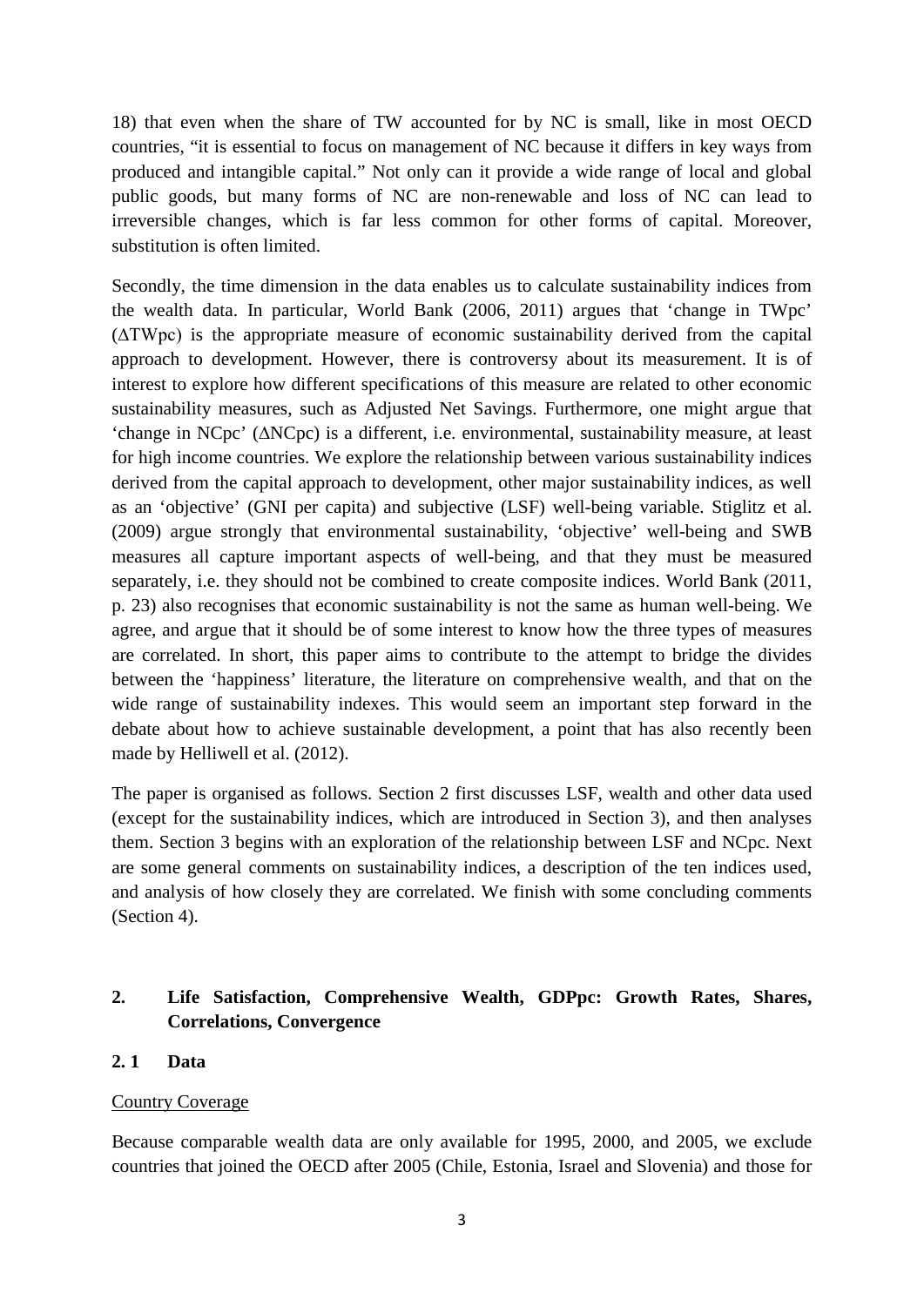18) that even when the share of TW accounted for by NC is small, like in most OECD countries, "it is essential to focus on management of NC because it differs in key ways from produced and intangible capital." Not only can it provide a wide range of local and global public goods, but many forms of NC are non-renewable and loss of NC can lead to irreversible changes, which is far less common for other forms of capital. Moreover, substitution is often limited.

Secondly, the time dimension in the data enables us to calculate sustainability indices from the wealth data. In particular, World Bank (2006, 2011) argues that 'change in TWpc' ($\Delta$TWpc) is the appropriate measure of economic sustainability derived from the capital approach to development. However, there is controversy about its measurement. It is of interest to explore how different specifications of this measure are related to other economic sustainability measures, such as Adjusted Net Savings. Furthermore, one might argue that 'change in NCpc' ($\Delta$NCpc) is a different, i.e. environmental, sustainability measure, at least for high income countries. We explore the relationship between various sustainability indices derived from the capital approach to development, other major sustainability indices, as well as an 'objective' (GNI per capita) and subjective (LSF) well-being variable. Stiglitz et al. (2009) argue strongly that environmental sustainability, 'objective' well-being and SWB measures all capture important aspects of well-being, and that they must be measured separately, i.e. they should not be combined to create composite indices. World Bank (2011, p. 23) also recognises that economic sustainability is not the same as human well-being. We agree, and argue that it should be of some interest to know how the three types of measures are correlated. In short, this paper aims to contribute to the attempt to bridge the divides between the 'happiness' literature, the literature on comprehensive wealth, and that on the wide range of sustainability indexes. This would seem an important step forward in the debate about how to achieve sustainable development, a point that has also recently been made by Helliwell et al. (2012).

The paper is organised as follows. Section 2 first discusses LSF, wealth and other data used (except for the sustainability indices, which are introduced in Section 3), and then analyses them. Section 3 begins with an exploration of the relationship between LSF and NCpc. Next are some general comments on sustainability indices, a description of the ten indices used, and analysis of how closely they are correlated. We finish with some concluding comments (Section 4).

## 2. Life Satisfaction, Comprehensive Wealth, GDPpc: Growth Rates, Shares, Correlations, Convergence

### 2.1 Data

Country Coverage

Because comparable wealth data are only available for 1995, 2000, and 2005, we exclude countries that joined the OECD after 2005 (Chile, Estonia, Israel and Slovenia) and those for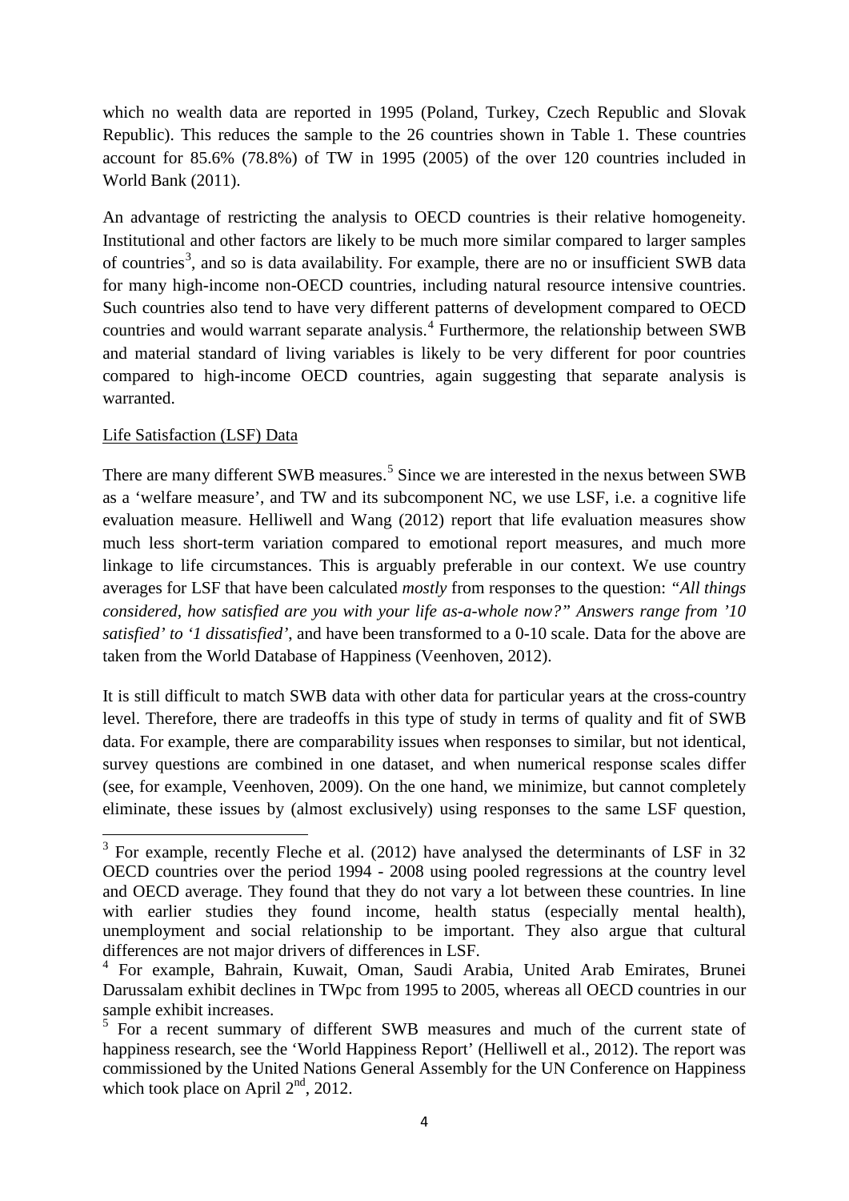which no wealth data are reported in 1995 (Poland, Turkey, Czech Republic and Slovak Republic). This reduces the sample to the 26 countries shown in Table 1. These countries account for 85.6% (78.8%) of TW in 1995 (2005) of the over 120 countries included in World Bank (2011).

An advantage of restricting the analysis to OECD countries is their relative homogeneity. Institutional and other factors are likely to be much more similar compared to larger samples of countries[3], and so is data availability. For example, there are no or insufficient SWB data for many high-income non-OECD countries, including natural resource intensive countries. Such countries also tend to have very different patterns of development compared to OECD countries and would warrant separate analysis.[4] Furthermore, the relationship between SWB and material standard of living variables is likely to be very different for poor countries compared to high-income OECD countries, again suggesting that separate analysis is warranted.

Life Satisfaction (LSF) Data

There are many different SWB measures.[5] Since we are interested in the nexus between SWB as a 'welfare measure', and TW and its subcomponent NC, we use LSF, i.e. a cognitive life evaluation measure. Helliwell and Wang (2012) report that life evaluation measures show much less short-term variation compared to emotional report measures, and much more linkage to life circumstances. This is arguably preferable in our context. We use country averages for LSF that have been calculated *mostly* from responses to the question: *"All things considered, how satisfied are you with your life as-a-whole now?" Answers range from '10 satisfied' to '1 dissatisfied'*, and have been transformed to a 0-10 scale. Data for the above are taken from the World Database of Happiness (Veenhoven, 2012).

It is still difficult to match SWB data with other data for particular years at the cross-country level. Therefore, there are tradeoffs in this type of study in terms of quality and fit of SWB data. For example, there are comparability issues when responses to similar, but not identical, survey questions are combined in one dataset, and when numerical response scales differ (see, for example, Veenhoven, 2009). On the one hand, we minimize, but cannot completely eliminate, these issues by (almost exclusively) using responses to the same LSF question,

---

[3] For example, recently Fleche et al. (2012) have analysed the determinants of LSF in 32 OECD countries over the period 1994 - 2008 using pooled regressions at the country level and OECD average. They found that they do not vary a lot between these countries. In line with earlier studies they found income, health status (especially mental health), unemployment and social relationship to be important. They also argue that cultural differences are not major drivers of differences in LSF.

[4] For example, Bahrain, Kuwait, Oman, Saudi Arabia, United Arab Emirates, Brunei Darussalam exhibit declines in TWpc from 1995 to 2005, whereas all OECD countries in our sample exhibit increases.

[5] For a recent summary of different SWB measures and much of the current state of happiness research, see the 'World Happiness Report' (Helliwell et al., 2012). The report was commissioned by the United Nations General Assembly for the UN Conference on Happiness which took place on April 2nd, 2012.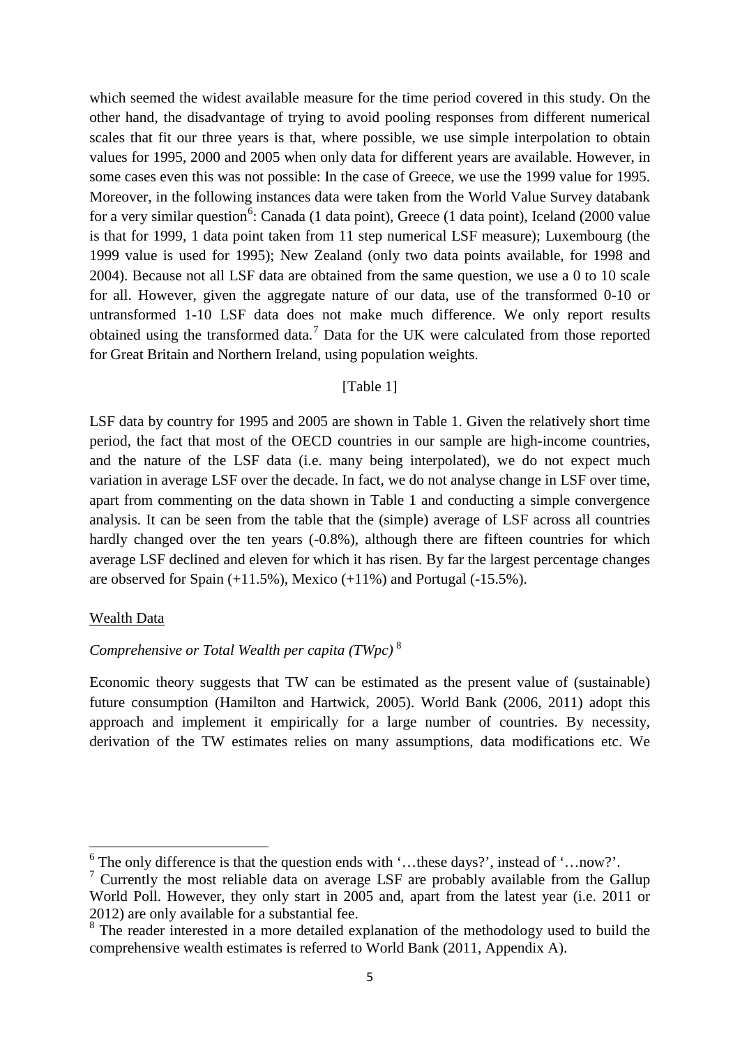which seemed the widest available measure for the time period covered in this study. On the other hand, the disadvantage of trying to avoid pooling responses from different numerical scales that fit our three years is that, where possible, we use simple interpolation to obtain values for 1995, 2000 and 2005 when only data for different years are available. However, in some cases even this was not possible: In the case of Greece, we use the 1999 value for 1995. Moreover, in the following instances data were taken from the World Value Survey databank for a very similar question[6]: Canada (1 data point), Greece (1 data point), Iceland (2000 value is that for 1999, 1 data point taken from 11 step numerical LSF measure); Luxembourg (the 1999 value is used for 1995); New Zealand (only two data points available, for 1998 and 2004). Because not all LSF data are obtained from the same question, we use a 0 to 10 scale for all. However, given the aggregate nature of our data, use of the transformed 0-10 or untransformed 1-10 LSF data does not make much difference. We only report results obtained using the transformed data.[7] Data for the UK were calculated from those reported for Great Britain and Northern Ireland, using population weights.

[Table 1]

LSF data by country for 1995 and 2005 are shown in Table 1. Given the relatively short time period, the fact that most of the OECD countries in our sample are high-income countries, and the nature of the LSF data (i.e. many being interpolated), we do not expect much variation in average LSF over the decade. In fact, we do not analyse change in LSF over time, apart from commenting on the data shown in Table 1 and conducting a simple convergence analysis. It can be seen from the table that the (simple) average of LSF across all countries hardly changed over the ten years (-0.8%), although there are fifteen countries for which average LSF declined and eleven for which it has risen. By far the largest percentage changes are observed for Spain (+11.5%), Mexico (+11%) and Portugal (-15.5%).

<u>Wealth Data</u>

*Comprehensive or Total Wealth per capita (TWpc)* [8]

Economic theory suggests that TW can be estimated as the present value of (sustainable) future consumption (Hamilton and Hartwick, 2005). World Bank (2006, 2011) adopt this approach and implement it empirically for a large number of countries. By necessity, derivation of the TW estimates relies on many assumptions, data modifications etc. We

---

[6] The only difference is that the question ends with '…these days?', instead of '…now?'.

[7] Currently the most reliable data on average LSF are probably available from the Gallup World Poll. However, they only start in 2005 and, apart from the latest year (i.e. 2011 or 2012) are only available for a substantial fee.

[8] The reader interested in a more detailed explanation of the methodology used to build the comprehensive wealth estimates is referred to World Bank (2011, Appendix A).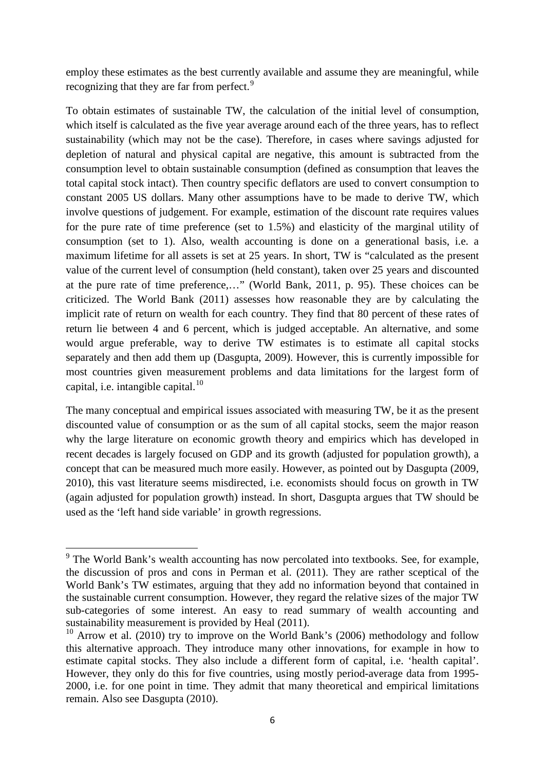employ these estimates as the best currently available and assume they are meaningful, while recognizing that they are far from perfect.[9]

To obtain estimates of sustainable TW, the calculation of the initial level of consumption, which itself is calculated as the five year average around each of the three years, has to reflect sustainability (which may not be the case). Therefore, in cases where savings adjusted for depletion of natural and physical capital are negative, this amount is subtracted from the consumption level to obtain sustainable consumption (defined as consumption that leaves the total capital stock intact). Then country specific deflators are used to convert consumption to constant 2005 US dollars. Many other assumptions have to be made to derive TW, which involve questions of judgement. For example, estimation of the discount rate requires values for the pure rate of time preference (set to 1.5%) and elasticity of the marginal utility of consumption (set to 1). Also, wealth accounting is done on a generational basis, i.e. a maximum lifetime for all assets is set at 25 years. In short, TW is "calculated as the present value of the current level of consumption (held constant), taken over 25 years and discounted at the pure rate of time preference,…" (World Bank, 2011, p. 95). These choices can be criticized. The World Bank (2011) assesses how reasonable they are by calculating the implicit rate of return on wealth for each country. They find that 80 percent of these rates of return lie between 4 and 6 percent, which is judged acceptable. An alternative, and some would argue preferable, way to derive TW estimates is to estimate all capital stocks separately and then add them up (Dasgupta, 2009). However, this is currently impossible for most countries given measurement problems and data limitations for the largest form of capital, i.e. intangible capital.[10]

The many conceptual and empirical issues associated with measuring TW, be it as the present discounted value of consumption or as the sum of all capital stocks, seem the major reason why the large literature on economic growth theory and empirics which has developed in recent decades is largely focused on GDP and its growth (adjusted for population growth), a concept that can be measured much more easily. However, as pointed out by Dasgupta (2009, 2010), this vast literature seems misdirected, i.e. economists should focus on growth in TW (again adjusted for population growth) instead. In short, Dasgupta argues that TW should be used as the 'left hand side variable' in growth regressions.

---

[9] The World Bank's wealth accounting has now percolated into textbooks. See, for example, the discussion of pros and cons in Perman et al. (2011). They are rather sceptical of the World Bank's TW estimates, arguing that they add no information beyond that contained in the sustainable current consumption. However, they regard the relative sizes of the major TW sub-categories of some interest. An easy to read summary of wealth accounting and sustainability measurement is provided by Heal (2011).

[10] Arrow et al. (2010) try to improve on the World Bank's (2006) methodology and follow this alternative approach. They introduce many other innovations, for example in how to estimate capital stocks. They also include a different form of capital, i.e. 'health capital'. However, they only do this for five countries, using mostly period-average data from 1995-2000, i.e. for one point in time. They admit that many theoretical and empirical limitations remain. Also see Dasgupta (2010).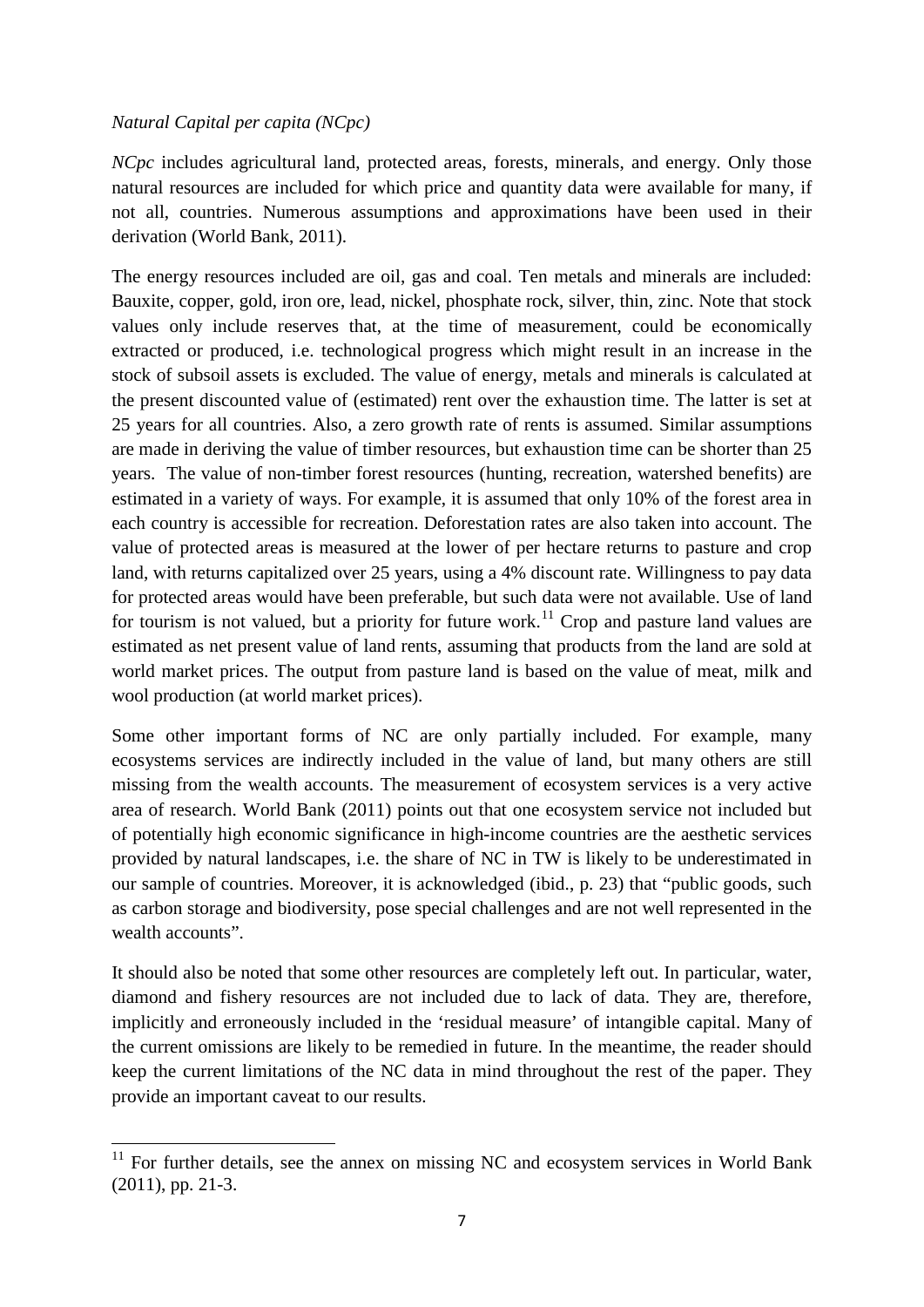*Natural Capital per capita (NCpc)*

*NCpc* includes agricultural land, protected areas, forests, minerals, and energy. Only those natural resources are included for which price and quantity data were available for many, if not all, countries. Numerous assumptions and approximations have been used in their derivation (World Bank, 2011).

The energy resources included are oil, gas and coal. Ten metals and minerals are included: Bauxite, copper, gold, iron ore, lead, nickel, phosphate rock, silver, thin, zinc. Note that stock values only include reserves that, at the time of measurement, could be economically extracted or produced, i.e. technological progress which might result in an increase in the stock of subsoil assets is excluded. The value of energy, metals and minerals is calculated at the present discounted value of (estimated) rent over the exhaustion time. The latter is set at 25 years for all countries. Also, a zero growth rate of rents is assumed. Similar assumptions are made in deriving the value of timber resources, but exhaustion time can be shorter than 25 years. The value of non-timber forest resources (hunting, recreation, watershed benefits) are estimated in a variety of ways. For example, it is assumed that only 10% of the forest area in each country is accessible for recreation. Deforestation rates are also taken into account. The value of protected areas is measured at the lower of per hectare returns to pasture and crop land, with returns capitalized over 25 years, using a 4% discount rate. Willingness to pay data for protected areas would have been preferable, but such data were not available. Use of land for tourism is not valued, but a priority for future work.[11] Crop and pasture land values are estimated as net present value of land rents, assuming that products from the land are sold at world market prices. The output from pasture land is based on the value of meat, milk and wool production (at world market prices).

Some other important forms of NC are only partially included. For example, many ecosystems services are indirectly included in the value of land, but many others are still missing from the wealth accounts. The measurement of ecosystem services is a very active area of research. World Bank (2011) points out that one ecosystem service not included but of potentially high economic significance in high-income countries are the aesthetic services provided by natural landscapes, i.e. the share of NC in TW is likely to be underestimated in our sample of countries. Moreover, it is acknowledged (ibid., p. 23) that "public goods, such as carbon storage and biodiversity, pose special challenges and are not well represented in the wealth accounts".

It should also be noted that some other resources are completely left out. In particular, water, diamond and fishery resources are not included due to lack of data. They are, therefore, implicitly and erroneously included in the 'residual measure' of intangible capital. Many of the current omissions are likely to be remedied in future. In the meantime, the reader should keep the current limitations of the NC data in mind throughout the rest of the paper. They provide an important caveat to our results.

---

[11] For further details, see the annex on missing NC and ecosystem services in World Bank (2011), pp. 21-3.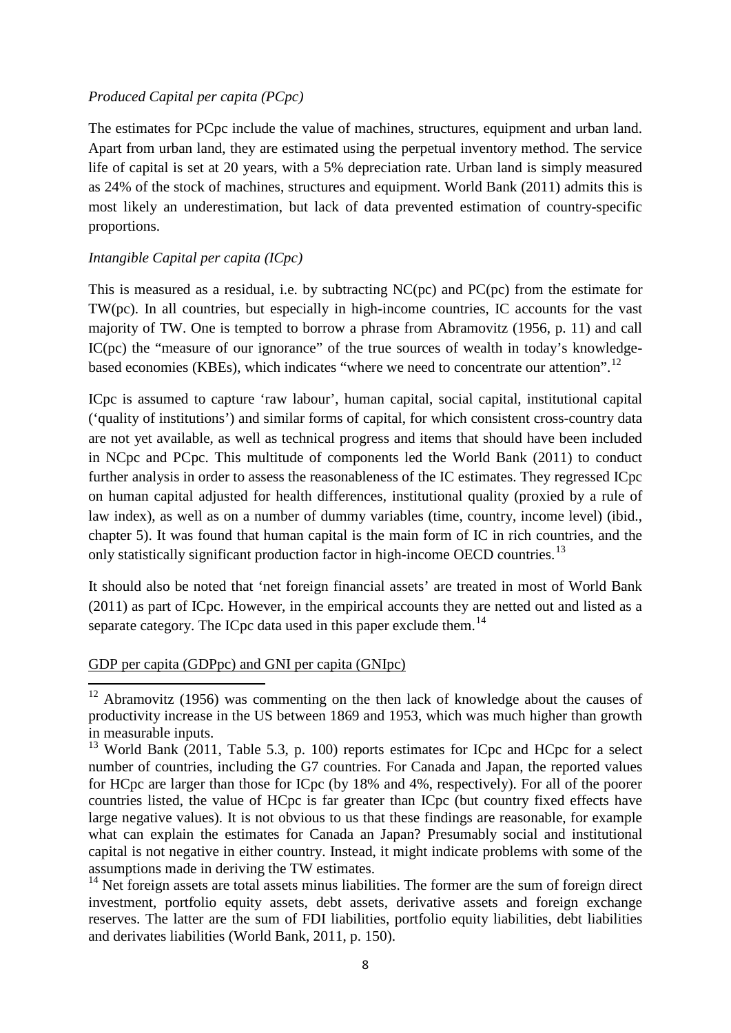*Produced Capital per capita (PCpc)*

The estimates for PCpc include the value of machines, structures, equipment and urban land. Apart from urban land, they are estimated using the perpetual inventory method. The service life of capital is set at 20 years, with a 5% depreciation rate. Urban land is simply measured as 24% of the stock of machines, structures and equipment. World Bank (2011) admits this is most likely an underestimation, but lack of data prevented estimation of country-specific proportions.

*Intangible Capital per capita (ICpc)*

This is measured as a residual, i.e. by subtracting NC(pc) and PC(pc) from the estimate for TW(pc). In all countries, but especially in high-income countries, IC accounts for the vast majority of TW. One is tempted to borrow a phrase from Abramovitz (1956, p. 11) and call IC(pc) the "measure of our ignorance" of the true sources of wealth in today's knowledge-based economies (KBEs), which indicates "where we need to concentrate our attention".[12]

ICpc is assumed to capture 'raw labour', human capital, social capital, institutional capital ('quality of institutions') and similar forms of capital, for which consistent cross-country data are not yet available, as well as technical progress and items that should have been included in NCpc and PCpc. This multitude of components led the World Bank (2011) to conduct further analysis in order to assess the reasonableness of the IC estimates. They regressed ICpc on human capital adjusted for health differences, institutional quality (proxied by a rule of law index), as well as on a number of dummy variables (time, country, income level) (ibid., chapter 5). It was found that human capital is the main form of IC in rich countries, and the only statistically significant production factor in high-income OECD countries.[13]

It should also be noted that 'net foreign financial assets' are treated in most of World Bank (2011) as part of ICpc. However, in the empirical accounts they are netted out and listed as a separate category. The ICpc data used in this paper exclude them.[14]

<u>GDP per capita (GDPpc) and GNI per capita (GNIpc)</u>

---

[12] Abramovitz (1956) was commenting on the then lack of knowledge about the causes of productivity increase in the US between 1869 and 1953, which was much higher than growth in measurable inputs.

[13] World Bank (2011, Table 5.3, p. 100) reports estimates for ICpc and HCpc for a select number of countries, including the G7 countries. For Canada and Japan, the reported values for HCpc are larger than those for ICpc (by 18% and 4%, respectively). For all of the poorer countries listed, the value of HCpc is far greater than ICpc (but country fixed effects have large negative values). It is not obvious to us that these findings are reasonable, for example what can explain the estimates for Canada an Japan? Presumably social and institutional capital is not negative in either country. Instead, it might indicate problems with some of the assumptions made in deriving the TW estimates.

[14] Net foreign assets are total assets minus liabilities. The former are the sum of foreign direct investment, portfolio equity assets, debt assets, derivative assets and foreign exchange reserves. The latter are the sum of FDI liabilities, portfolio equity liabilities, debt liabilities and derivates liabilities (World Bank, 2011, p. 150).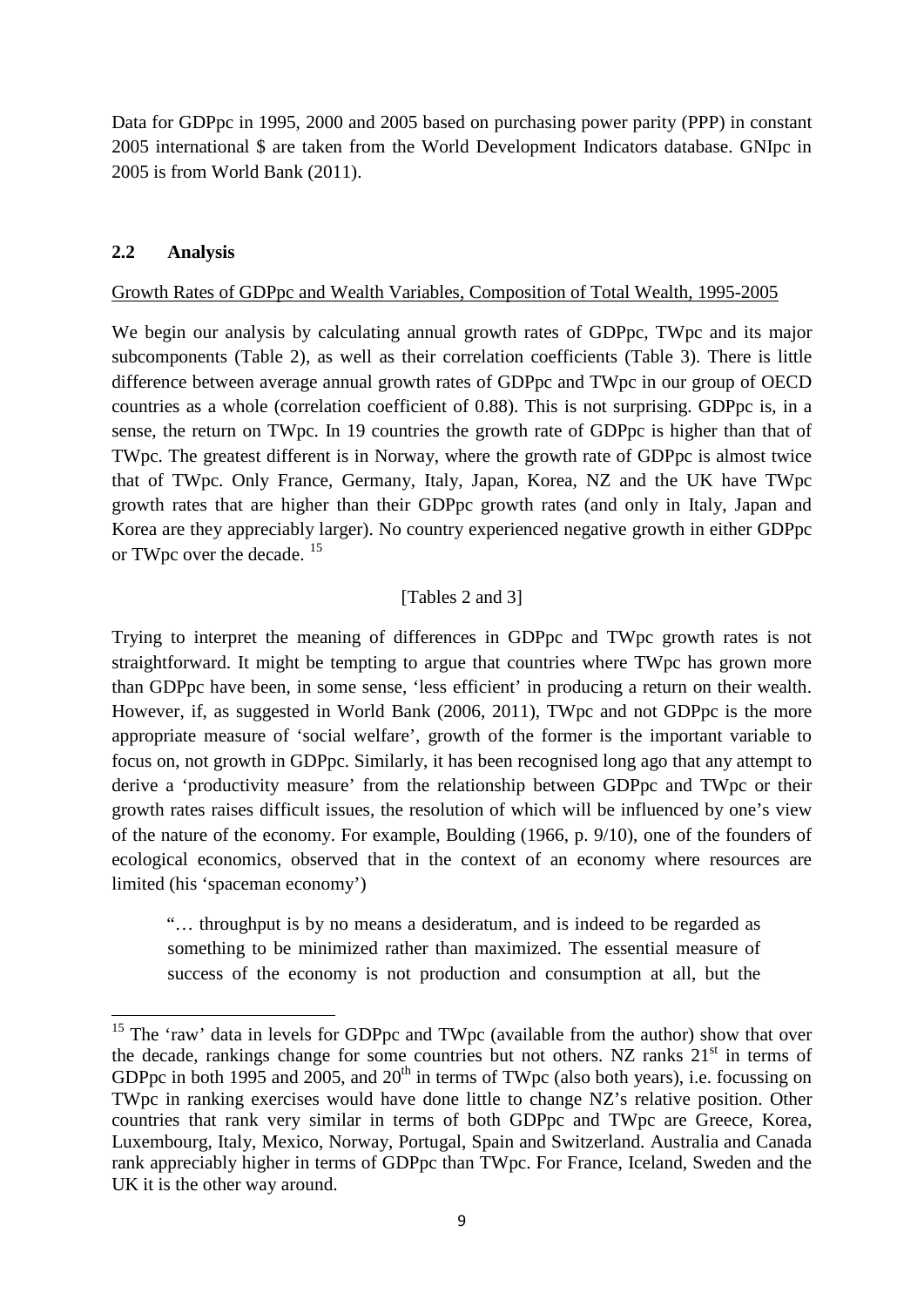Data for GDPpc in 1995, 2000 and 2005 based on purchasing power parity (PPP) in constant 2005 international $ are taken from the World Development Indicators database. GNIpc in 2005 is from World Bank (2011).

## 2.2 Analysis

Growth Rates of GDPpc and Wealth Variables, Composition of Total Wealth, 1995-2005

We begin our analysis by calculating annual growth rates of GDPpc, TWpc and its major subcomponents (Table 2), as well as their correlation coefficients (Table 3). There is little difference between average annual growth rates of GDPpc and TWpc in our group of OECD countries as a whole (correlation coefficient of 0.88). This is not surprising. GDPpc is, in a sense, the return on TWpc. In 19 countries the growth rate of GDPpc is higher than that of TWpc. The greatest different is in Norway, where the growth rate of GDPpc is almost twice that of TWpc. Only France, Germany, Italy, Japan, Korea, NZ and the UK have TWpc growth rates that are higher than their GDPpc growth rates (and only in Italy, Japan and Korea are they appreciably larger). No country experienced negative growth in either GDPpc or TWpc over the decade. [15]

[Tables 2 and 3]

Trying to interpret the meaning of differences in GDPpc and TWpc growth rates is not straightforward. It might be tempting to argue that countries where TWpc has grown more than GDPpc have been, in some sense, 'less efficient' in producing a return on their wealth. However, if, as suggested in World Bank (2006, 2011), TWpc and not GDPpc is the more appropriate measure of 'social welfare', growth of the former is the important variable to focus on, not growth in GDPpc. Similarly, it has been recognised long ago that any attempt to derive a 'productivity measure' from the relationship between GDPpc and TWpc or their growth rates raises difficult issues, the resolution of which will be influenced by one's view of the nature of the economy. For example, Boulding (1966, p. 9/10), one of the founders of ecological economics, observed that in the context of an economy where resources are limited (his 'spaceman economy')

> "… throughput is by no means a desideratum, and is indeed to be regarded as something to be minimized rather than maximized. The essential measure of success of the economy is not production and consumption at all, but the

---

[15] The 'raw' data in levels for GDPpc and TWpc (available from the author) show that over the decade, rankings change for some countries but not others. NZ ranks 21st in terms of GDPpc in both 1995 and 2005, and 20th in terms of TWpc (also both years), i.e. focussing on TWpc in ranking exercises would have done little to change NZ's relative position. Other countries that rank very similar in terms of both GDPpc and TWpc are Greece, Korea, Luxembourg, Italy, Mexico, Norway, Portugal, Spain and Switzerland. Australia and Canada rank appreciably higher in terms of GDPpc than TWpc. For France, Iceland, Sweden and the UK it is the other way around.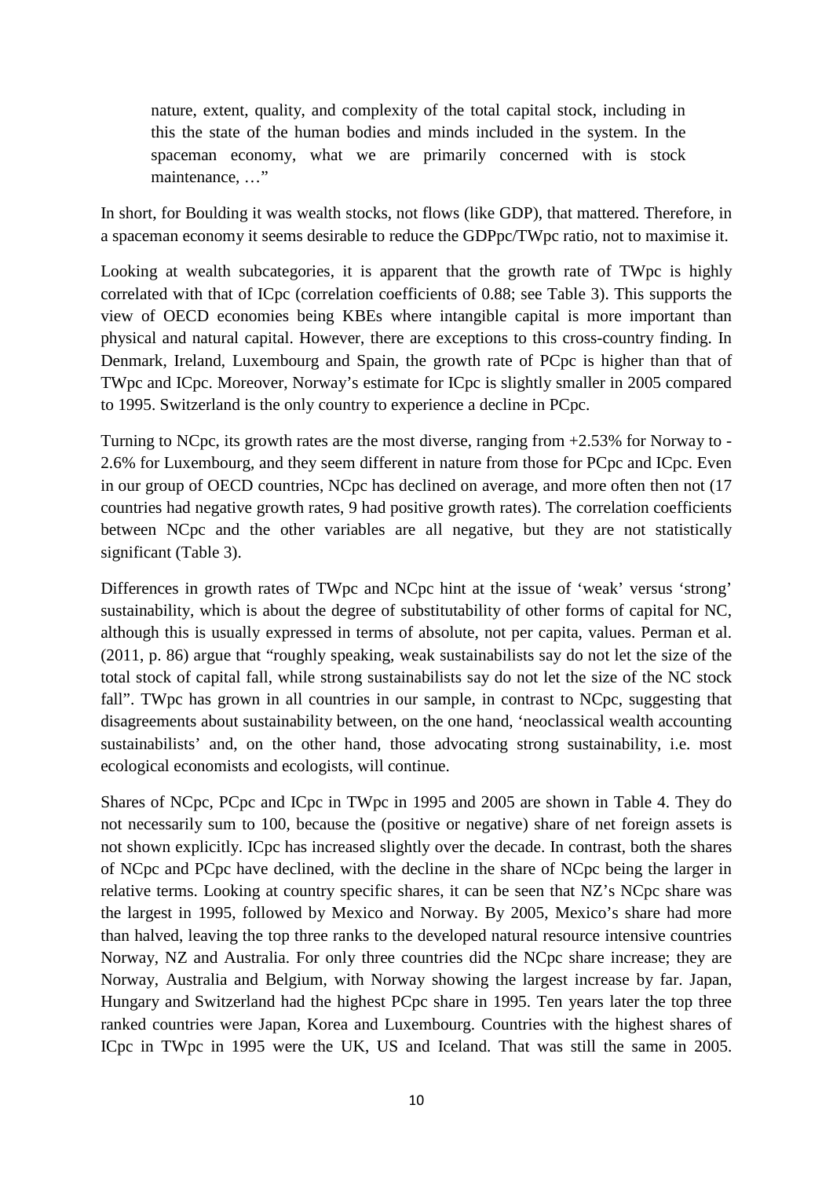> nature, extent, quality, and complexity of the total capital stock, including in this the state of the human bodies and minds included in the system. In the spaceman economy, what we are primarily concerned with is stock maintenance, …"

In short, for Boulding it was wealth stocks, not flows (like GDP), that mattered. Therefore, in a spaceman economy it seems desirable to reduce the GDPpc/TWpc ratio, not to maximise it.

Looking at wealth subcategories, it is apparent that the growth rate of TWpc is highly correlated with that of ICpc (correlation coefficients of 0.88; see Table 3). This supports the view of OECD economies being KBEs where intangible capital is more important than physical and natural capital. However, there are exceptions to this cross-country finding. In Denmark, Ireland, Luxembourg and Spain, the growth rate of PCpc is higher than that of TWpc and ICpc. Moreover, Norway's estimate for ICpc is slightly smaller in 2005 compared to 1995. Switzerland is the only country to experience a decline in PCpc.

Turning to NCpc, its growth rates are the most diverse, ranging from +2.53% for Norway to -2.6% for Luxembourg, and they seem different in nature from those for PCpc and ICpc. Even in our group of OECD countries, NCpc has declined on average, and more often then not (17 countries had negative growth rates, 9 had positive growth rates). The correlation coefficients between NCpc and the other variables are all negative, but they are not statistically significant (Table 3).

Differences in growth rates of TWpc and NCpc hint at the issue of 'weak' versus 'strong' sustainability, which is about the degree of substitutability of other forms of capital for NC, although this is usually expressed in terms of absolute, not per capita, values. Perman et al. (2011, p. 86) argue that "roughly speaking, weak sustainabilists say do not let the size of the total stock of capital fall, while strong sustainabilists say do not let the size of the NC stock fall". TWpc has grown in all countries in our sample, in contrast to NCpc, suggesting that disagreements about sustainability between, on the one hand, 'neoclassical wealth accounting sustainabilists' and, on the other hand, those advocating strong sustainability, i.e. most ecological economists and ecologists, will continue.

Shares of NCpc, PCpc and ICpc in TWpc in 1995 and 2005 are shown in Table 4. They do not necessarily sum to 100, because the (positive or negative) share of net foreign assets is not shown explicitly. ICpc has increased slightly over the decade. In contrast, both the shares of NCpc and PCpc have declined, with the decline in the share of NCpc being the larger in relative terms. Looking at country specific shares, it can be seen that NZ's NCpc share was the largest in 1995, followed by Mexico and Norway. By 2005, Mexico's share had more than halved, leaving the top three ranks to the developed natural resource intensive countries Norway, NZ and Australia. For only three countries did the NCpc share increase; they are Norway, Australia and Belgium, with Norway showing the largest increase by far. Japan, Hungary and Switzerland had the highest PCpc share in 1995. Ten years later the top three ranked countries were Japan, Korea and Luxembourg. Countries with the highest shares of ICpc in TWpc in 1995 were the UK, US and Iceland. That was still the same in 2005.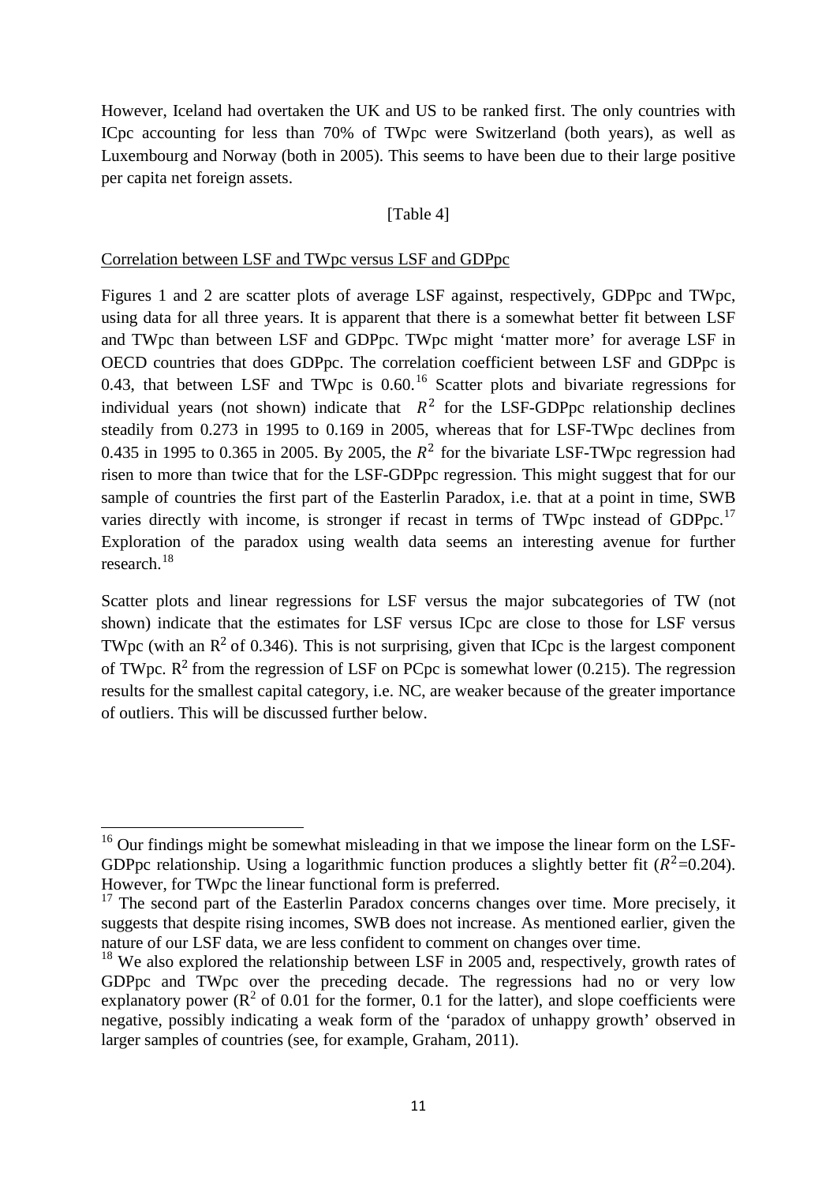However, Iceland had overtaken the UK and US to be ranked first. The only countries with ICpc accounting for less than 70% of TWpc were Switzerland (both years), as well as Luxembourg and Norway (both in 2005). This seems to have been due to their large positive per capita net foreign assets.

[Table 4]

Correlation between LSF and TWpc versus LSF and GDPpc

Figures 1 and 2 are scatter plots of average LSF against, respectively, GDPpc and TWpc, using data for all three years. It is apparent that there is a somewhat better fit between LSF and TWpc than between LSF and GDPpc. TWpc might 'matter more' for average LSF in OECD countries that does GDPpc. The correlation coefficient between LSF and GDPpc is 0.43, that between LSF and TWpc is 0.60.[16] Scatter plots and bivariate regressions for individual years (not shown) indicate that $R^2$ for the LSF-GDPpc relationship declines steadily from 0.273 in 1995 to 0.169 in 2005, whereas that for LSF-TWpc declines from 0.435 in 1995 to 0.365 in 2005. By 2005, the $R^2$ for the bivariate LSF-TWpc regression had risen to more than twice that for the LSF-GDPpc regression. This might suggest that for our sample of countries the first part of the Easterlin Paradox, i.e. that at a point in time, SWB varies directly with income, is stronger if recast in terms of TWpc instead of GDPpc.[17] Exploration of the paradox using wealth data seems an interesting avenue for further research.[18]

Scatter plots and linear regressions for LSF versus the major subcategories of TW (not shown) indicate that the estimates for LSF versus ICpc are close to those for LSF versus TWpc (with an $R^2$ of 0.346). This is not surprising, given that ICpc is the largest component of TWpc. $R^2$ from the regression of LSF on PCpc is somewhat lower (0.215). The regression results for the smallest capital category, i.e. NC, are weaker because of the greater importance of outliers. This will be discussed further below.

---

[16] Our findings might be somewhat misleading in that we impose the linear form on the LSF-GDPpc relationship. Using a logarithmic function produces a slightly better fit ($R^2$=0.204). However, for TWpc the linear functional form is preferred.

[17] The second part of the Easterlin Paradox concerns changes over time. More precisely, it suggests that despite rising incomes, SWB does not increase. As mentioned earlier, given the nature of our LSF data, we are less confident to comment on changes over time.

[18] We also explored the relationship between LSF in 2005 and, respectively, growth rates of GDPpc and TWpc over the preceding decade. The regressions had no or very low explanatory power ($R^2$ of 0.01 for the former, 0.1 for the latter), and slope coefficients were negative, possibly indicating a weak form of the 'paradox of unhappy growth' observed in larger samples of countries (see, for example, Graham, 2011).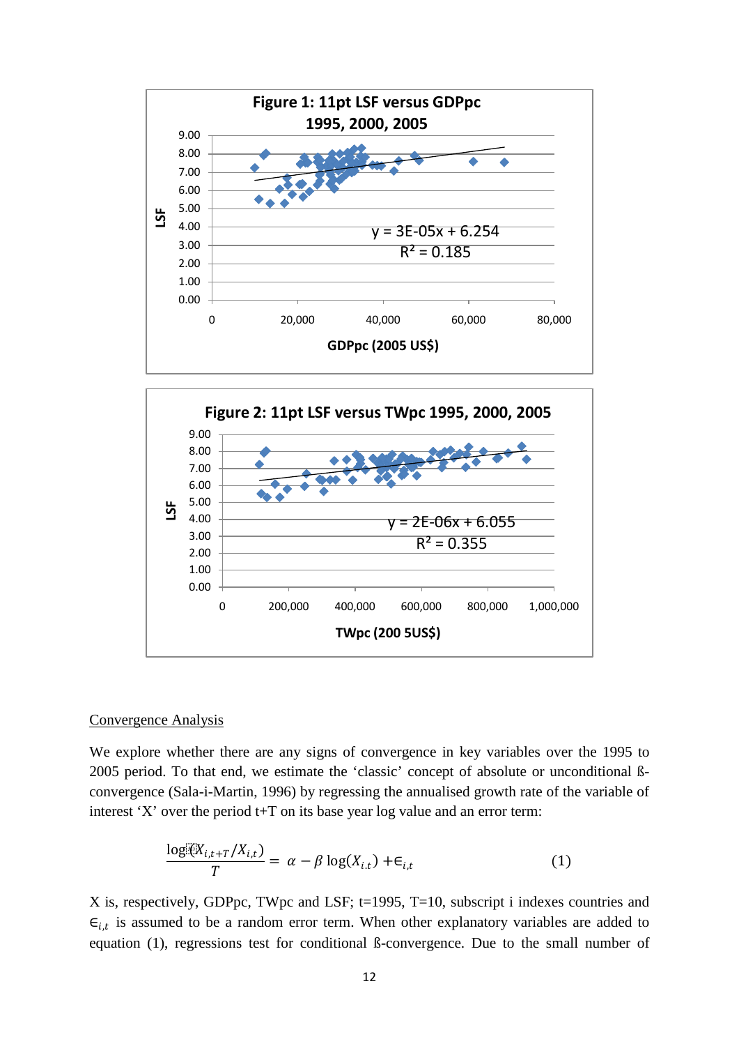**Figure 1: 11pt LSF versus GDPpc 1995, 2000, 2005**

$y = 3E\text{-}05x + 6.254$
$R^2 = 0.185$

LSF

GDPpc (2005 US$)

**Figure 2: 11pt LSF versus TWpc 1995, 2000, 2005**

$y = 2E\text{-}06x + 6.055$
$R^2 = 0.355$

LSF

TWpc (200 5US$)

Convergence Analysis

We explore whether there are any signs of convergence in key variables over the 1995 to 2005 period. To that end, we estimate the 'classic' concept of absolute or unconditional ß-convergence (Sala-i-Martin, 1996) by regressing the annualised growth rate of the variable of interest 'X' over the period t+T on its base year log value and an error term:

$$\frac{\log(X_{i,t+T}/X_{i,t})}{T} = \alpha - \beta \log(X_{i,t}) + \epsilon_{i,t} \qquad (1)$$

X is, respectively, GDPpc, TWpc and LSF; t=1995, T=10, subscript i indexes countries and $\epsilon_{i,t}$ is assumed to be a random error term. When other explanatory variables are added to equation (1), regressions test for conditional ß-convergence. Due to the small number of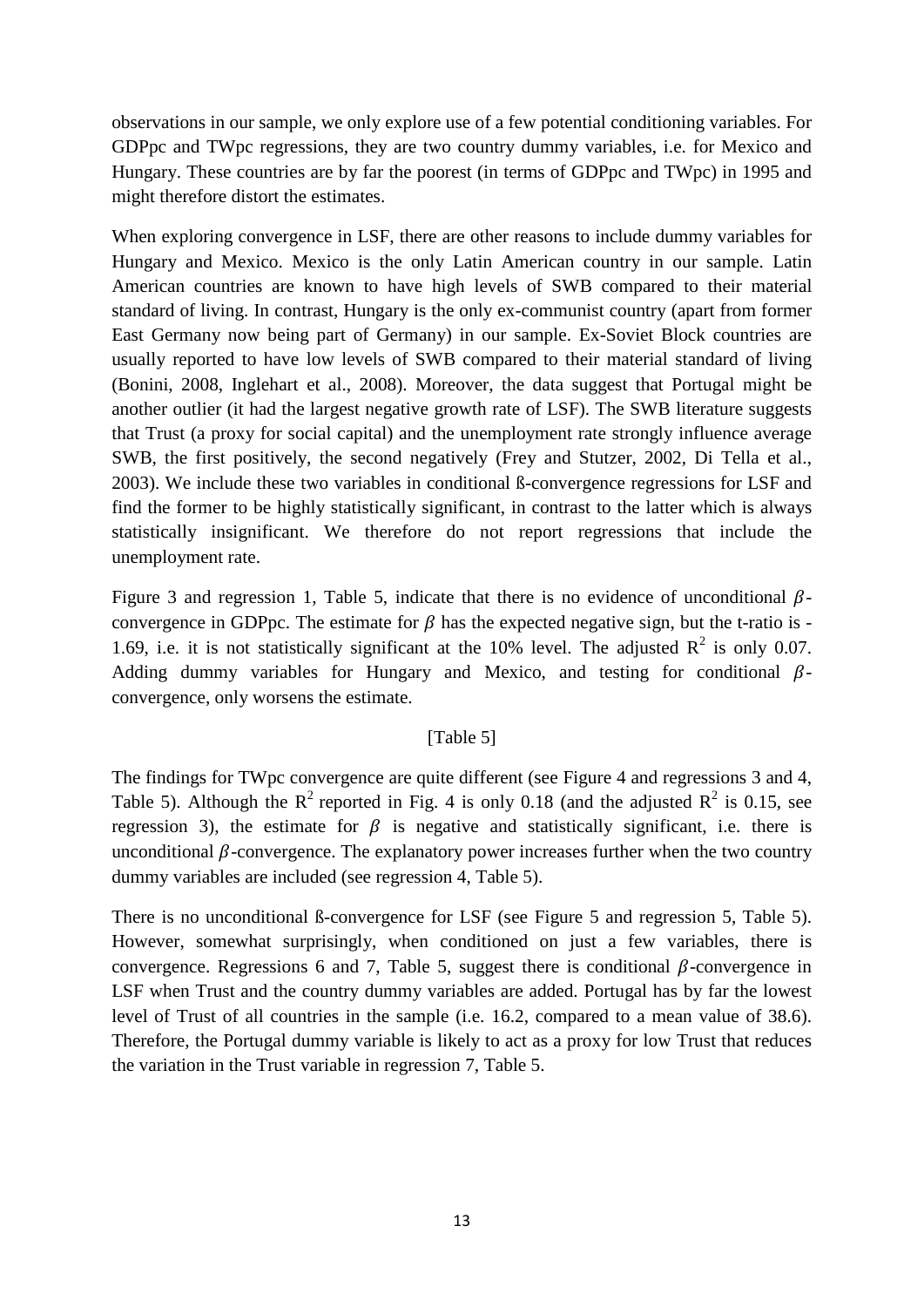observations in our sample, we only explore use of a few potential conditioning variables. For GDPpc and TWpc regressions, they are two country dummy variables, i.e. for Mexico and Hungary. These countries are by far the poorest (in terms of GDPpc and TWpc) in 1995 and might therefore distort the estimates.

When exploring convergence in LSF, there are other reasons to include dummy variables for Hungary and Mexico. Mexico is the only Latin American country in our sample. Latin American countries are known to have high levels of SWB compared to their material standard of living. In contrast, Hungary is the only ex-communist country (apart from former East Germany now being part of Germany) in our sample. Ex-Soviet Block countries are usually reported to have low levels of SWB compared to their material standard of living (Bonini, 2008, Inglehart et al., 2008). Moreover, the data suggest that Portugal might be another outlier (it had the largest negative growth rate of LSF). The SWB literature suggests that Trust (a proxy for social capital) and the unemployment rate strongly influence average SWB, the first positively, the second negatively (Frey and Stutzer, 2002, Di Tella et al., 2003). We include these two variables in conditional ß-convergence regressions for LSF and find the former to be highly statistically significant, in contrast to the latter which is always statistically insignificant. We therefore do not report regressions that include the unemployment rate.

Figure 3 and regression 1, Table 5, indicate that there is no evidence of unconditional $\beta$-convergence in GDPpc. The estimate for $\beta$ has the expected negative sign, but the t-ratio is -1.69, i.e. it is not statistically significant at the 10% level. The adjusted $R^2$ is only 0.07. Adding dummy variables for Hungary and Mexico, and testing for conditional $\beta$-convergence, only worsens the estimate.

[Table 5]

The findings for TWpc convergence are quite different (see Figure 4 and regressions 3 and 4, Table 5). Although the $R^2$ reported in Fig. 4 is only 0.18 (and the adjusted $R^2$ is 0.15, see regression 3), the estimate for $\beta$ is negative and statistically significant, i.e. there is unconditional $\beta$-convergence. The explanatory power increases further when the two country dummy variables are included (see regression 4, Table 5).

There is no unconditional ß-convergence for LSF (see Figure 5 and regression 5, Table 5). However, somewhat surprisingly, when conditioned on just a few variables, there is convergence. Regressions 6 and 7, Table 5, suggest there is conditional $\beta$-convergence in LSF when Trust and the country dummy variables are added. Portugal has by far the lowest level of Trust of all countries in the sample (i.e. 16.2, compared to a mean value of 38.6). Therefore, the Portugal dummy variable is likely to act as a proxy for low Trust that reduces the variation in the Trust variable in regression 7, Table 5.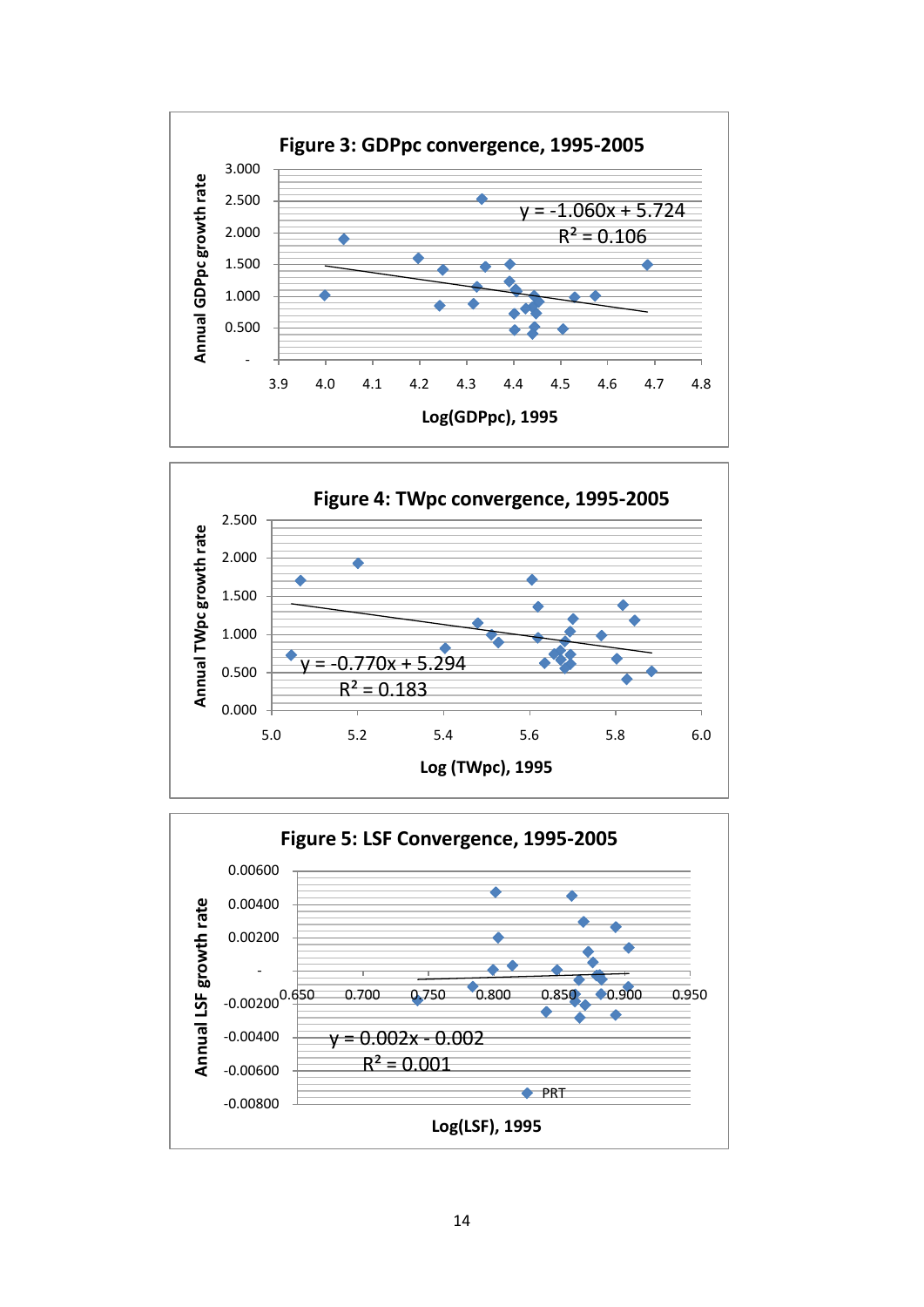**Figure 3: GDPpc convergence, 1995-2005**

$y = -1.060x + 5.724$

$R^2 = 0.106$

Annual GDPpc growth rate

Log(GDPpc), 1995

**Figure 4: TWpc convergence, 1995-2005**

$y = -0.770x + 5.294$

$R^2 = 0.183$

Annual TWpc growth rate

Log (TWpc), 1995

**Figure 5: LSF Convergence, 1995-2005**

$y = 0.002x - 0.002$

$R^2 = 0.001$

PRT

Annual LSF growth rate

Log(LSF), 1995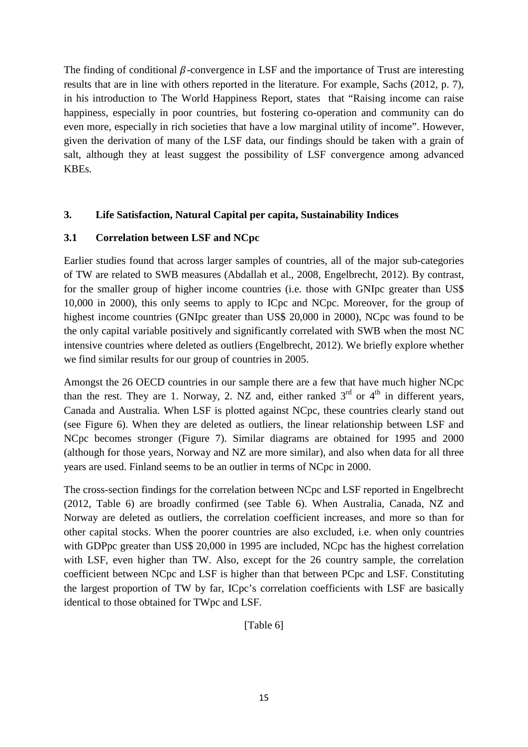The finding of conditional $\beta$-convergence in LSF and the importance of Trust are interesting results that are in line with others reported in the literature. For example, Sachs (2012, p. 7), in his introduction to The World Happiness Report, states that "Raising income can raise happiness, especially in poor countries, but fostering co-operation and community can do even more, especially in rich societies that have a low marginal utility of income". However, given the derivation of many of the LSF data, our findings should be taken with a grain of salt, although they at least suggest the possibility of LSF convergence among advanced KBEs.

## 3. Life Satisfaction, Natural Capital per capita, Sustainability Indices

### 3.1 Correlation between LSF and NCpc

Earlier studies found that across larger samples of countries, all of the major sub-categories of TW are related to SWB measures (Abdallah et al., 2008, Engelbrecht, 2012). By contrast, for the smaller group of higher income countries (i.e. those with GNIpc greater than US$ 10,000 in 2000), this only seems to apply to ICpc and NCpc. Moreover, for the group of highest income countries (GNIpc greater than US$ 20,000 in 2000), NCpc was found to be the only capital variable positively and significantly correlated with SWB when the most NC intensive countries where deleted as outliers (Engelbrecht, 2012). We briefly explore whether we find similar results for our group of countries in 2005.

Amongst the 26 OECD countries in our sample there are a few that have much higher NCpc than the rest. They are 1. Norway, 2. NZ and, either ranked 3rd or 4th in different years, Canada and Australia. When LSF is plotted against NCpc, these countries clearly stand out (see Figure 6). When they are deleted as outliers, the linear relationship between LSF and NCpc becomes stronger (Figure 7). Similar diagrams are obtained for 1995 and 2000 (although for those years, Norway and NZ are more similar), and also when data for all three years are used. Finland seems to be an outlier in terms of NCpc in 2000.

The cross-section findings for the correlation between NCpc and LSF reported in Engelbrecht (2012, Table 6) are broadly confirmed (see Table 6). When Australia, Canada, NZ and Norway are deleted as outliers, the correlation coefficient increases, and more so than for other capital stocks. When the poorer countries are also excluded, i.e. when only countries with GDPpc greater than US$ 20,000 in 1995 are included, NCpc has the highest correlation with LSF, even higher than TW. Also, except for the 26 country sample, the correlation coefficient between NCpc and LSF is higher than that between PCpc and LSF. Constituting the largest proportion of TW by far, ICpc's correlation coefficients with LSF are basically identical to those obtained for TWpc and LSF.

[Table 6]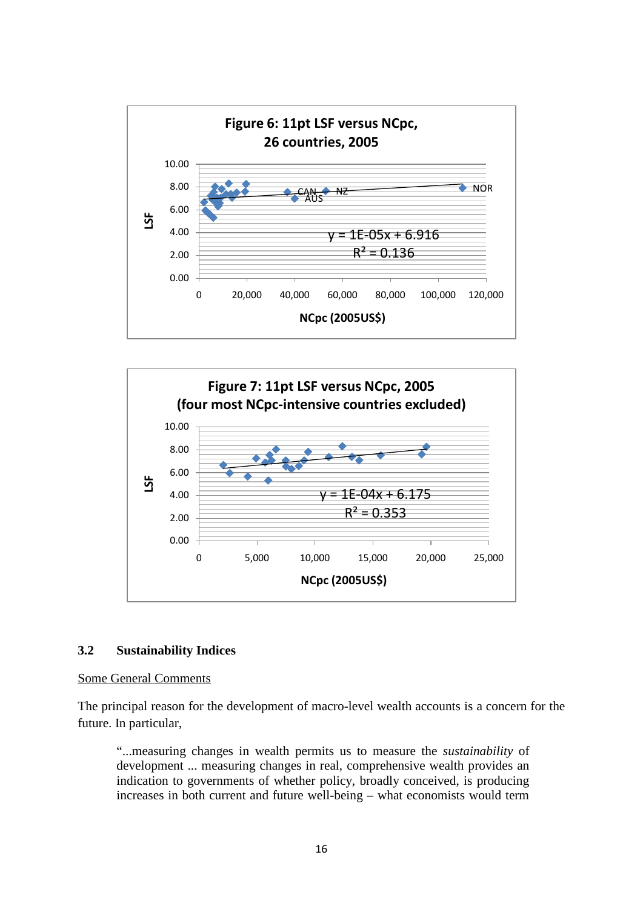**Figure 6: 11pt LSF versus NCpc, 26 countries, 2005**

$y = 1E\text{-}05x + 6.916$

$R^2 = 0.136$

**Figure 7: 11pt LSF versus NCpc, 2005 (four most NCpc-intensive countries excluded)**

$y = 1E\text{-}04x + 6.175$

$R^2 = 0.353$

### 3.2 Sustainability Indices

Some General Comments

The principal reason for the development of macro-level wealth accounts is a concern for the future. In particular,

> "...measuring changes in wealth permits us to measure the *sustainability* of development ... measuring changes in real, comprehensive wealth provides an indication to governments of whether policy, broadly conceived, is producing increases in both current and future well-being – what economists would term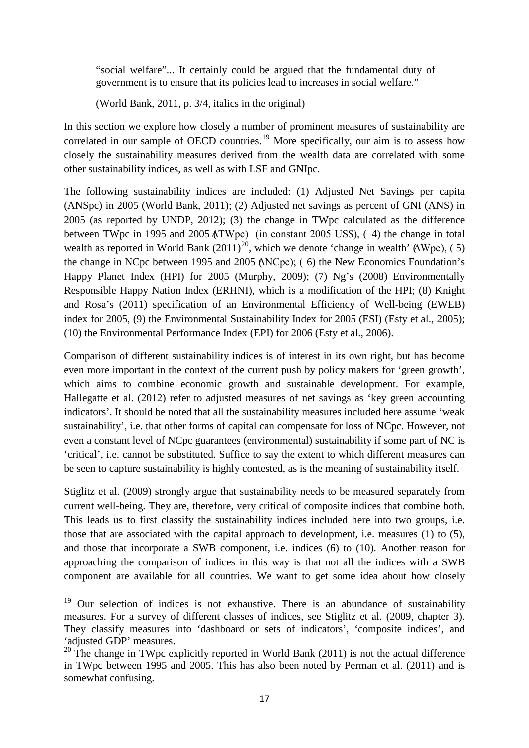> "social welfare"... It certainly could be argued that the fundamental duty of government is to ensure that its policies lead to increases in social welfare."
>
> (World Bank, 2011, p. 3/4, italics in the original)

In this section we explore how closely a number of prominent measures of sustainability are correlated in our sample of OECD countries.[19] More specifically, our aim is to assess how closely the sustainability measures derived from the wealth data are correlated with some other sustainability indices, as well as with LSF and GNIpc.

The following sustainability indices are included: (1) Adjusted Net Savings per capita (ANSpc) in 2005 (World Bank, 2011); (2) Adjusted net savings as percent of GNI (ANS) in 2005 (as reported by UNDP, 2012); (3) the change in TWpc calculated as the difference between TWpc in 1995 and 2005 ($\Delta$TWpc) (in constant 2005 US$), (4) the change in total wealth as reported in World Bank (2011)[20], which we denote 'change in wealth' ($\Delta$Wpc), (5) the change in NCpc between 1995 and 2005 ($\Delta$NCpc); (6) the New Economics Foundation's Happy Planet Index (HPI) for 2005 (Murphy, 2009); (7) Ng's (2008) Environmentally Responsible Happy Nation Index (ERHNI), which is a modification of the HPI; (8) Knight and Rosa's (2011) specification of an Environmental Efficiency of Well-being (EWEB) index for 2005, (9) the Environmental Sustainability Index for 2005 (ESI) (Esty et al., 2005); (10) the Environmental Performance Index (EPI) for 2006 (Esty et al., 2006).

Comparison of different sustainability indices is of interest in its own right, but has become even more important in the context of the current push by policy makers for 'green growth', which aims to combine economic growth and sustainable development. For example, Hallegatte et al. (2012) refer to adjusted measures of net savings as 'key green accounting indicators'. It should be noted that all the sustainability measures included here assume 'weak sustainability', i.e. that other forms of capital can compensate for loss of NCpc. However, not even a constant level of NCpc guarantees (environmental) sustainability if some part of NC is 'critical', i.e. cannot be substituted. Suffice to say the extent to which different measures can be seen to capture sustainability is highly contested, as is the meaning of sustainability itself.

Stiglitz et al. (2009) strongly argue that sustainability needs to be measured separately from current well-being. They are, therefore, very critical of composite indices that combine both. This leads us to first classify the sustainability indices included here into two groups, i.e. those that are associated with the capital approach to development, i.e. measures (1) to (5), and those that incorporate a SWB component, i.e. indices (6) to (10). Another reason for approaching the comparison of indices in this way is that not all the indices with a SWB component are available for all countries. We want to get some idea about how closely

[19] Our selection of indices is not exhaustive. There is an abundance of sustainability measures. For a survey of different classes of indices, see Stiglitz et al. (2009, chapter 3). They classify measures into 'dashboard or sets of indicators', 'composite indices', and 'adjusted GDP' measures.

[20] The change in TWpc explicitly reported in World Bank (2011) is not the actual difference in TWpc between 1995 and 2005. This has also been noted by Perman et al. (2011) and is somewhat confusing.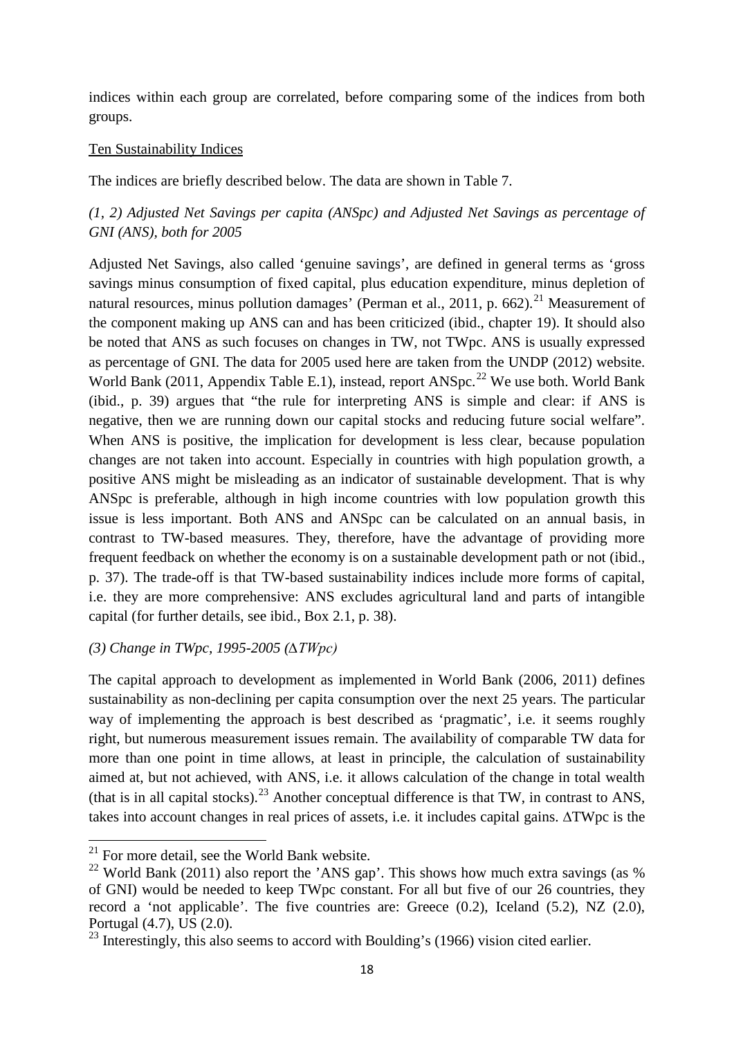indices within each group are correlated, before comparing some of the indices from both groups.

Ten Sustainability Indices

The indices are briefly described below. The data are shown in Table 7.

*(1, 2) Adjusted Net Savings per capita (ANSpc) and Adjusted Net Savings as percentage of GNI (ANS), both for 2005*

Adjusted Net Savings, also called 'genuine savings', are defined in general terms as 'gross savings minus consumption of fixed capital, plus education expenditure, minus depletion of natural resources, minus pollution damages' (Perman et al., 2011, p. 662).[21] Measurement of the component making up ANS can and has been criticized (ibid., chapter 19). It should also be noted that ANS as such focuses on changes in TW, not TWpc. ANS is usually expressed as percentage of GNI. The data for 2005 used here are taken from the UNDP (2012) website. World Bank (2011, Appendix Table E.1), instead, report ANSpc.[22] We use both. World Bank (ibid., p. 39) argues that "the rule for interpreting ANS is simple and clear: if ANS is negative, then we are running down our capital stocks and reducing future social welfare". When ANS is positive, the implication for development is less clear, because population changes are not taken into account. Especially in countries with high population growth, a positive ANS might be misleading as an indicator of sustainable development. That is why ANSpc is preferable, although in high income countries with low population growth this issue is less important. Both ANS and ANSpc can be calculated on an annual basis, in contrast to TW-based measures. They, therefore, have the advantage of providing more frequent feedback on whether the economy is on a sustainable development path or not (ibid., p. 37). The trade-off is that TW-based sustainability indices include more forms of capital, i.e. they are more comprehensive: ANS excludes agricultural land and parts of intangible capital (for further details, see ibid., Box 2.1, p. 38).

*(3) Change in TWpc, 1995-2005 ($\Delta TWpc$)*

The capital approach to development as implemented in World Bank (2006, 2011) defines sustainability as non-declining per capita consumption over the next 25 years. The particular way of implementing the approach is best described as 'pragmatic', i.e. it seems roughly right, but numerous measurement issues remain. The availability of comparable TW data for more than one point in time allows, at least in principle, the calculation of sustainability aimed at, but not achieved, with ANS, i.e. it allows calculation of the change in total wealth (that is in all capital stocks).[23] Another conceptual difference is that TW, in contrast to ANS, takes into account changes in real prices of assets, i.e. it includes capital gains. $\Delta$TWpc is the

[21] For more detail, see the World Bank website.

[22] World Bank (2011) also report the 'ANS gap'. This shows how much extra savings (as % of GNI) would be needed to keep TWpc constant. For all but five of our 26 countries, they record a 'not applicable'. The five countries are: Greece (0.2), Iceland (5.2), NZ (2.0), Portugal (4.7), US (2.0).

[23] Interestingly, this also seems to accord with Boulding's (1966) vision cited earlier.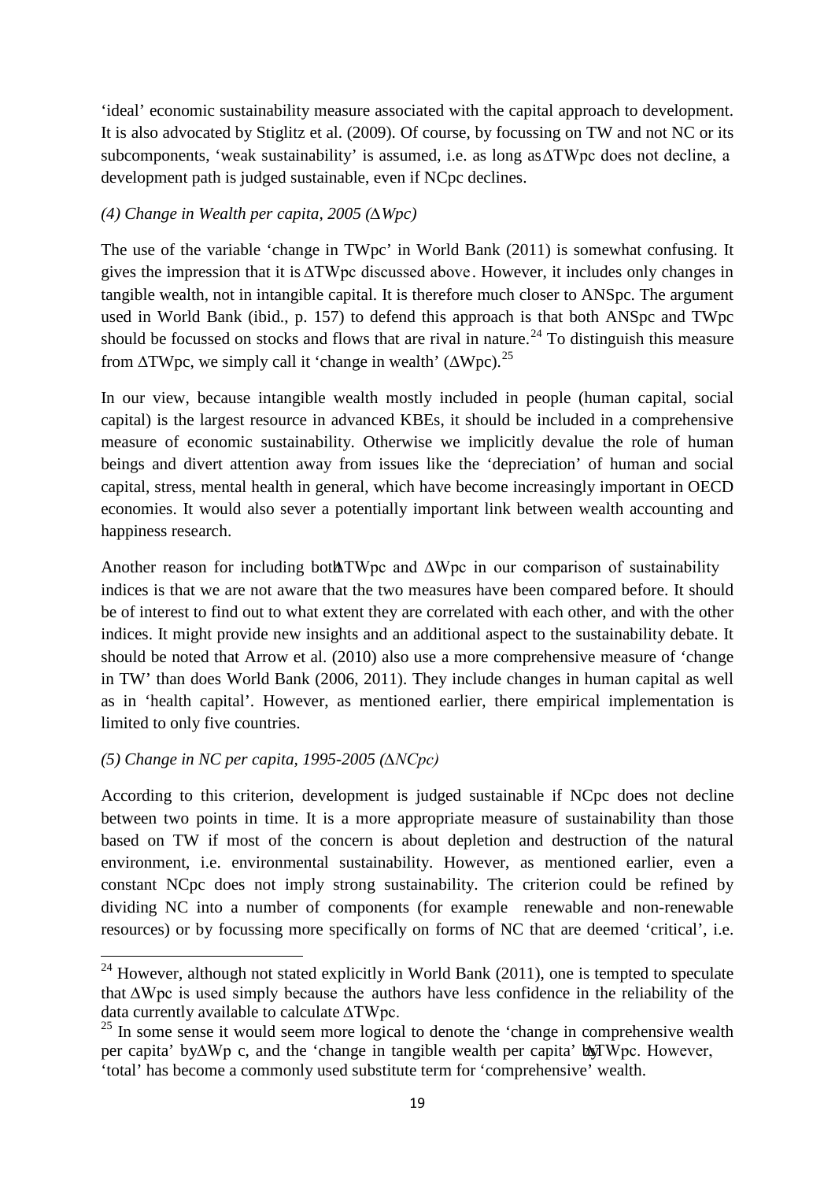'ideal' economic sustainability measure associated with the capital approach to development. It is also advocated by Stiglitz et al. (2009). Of course, by focussing on TW and not NC or its subcomponents, 'weak sustainability' is assumed, i.e. as long as $\Delta$TWpc does not decline, a development path is judged sustainable, even if NCpc declines.

*(4) Change in Wealth per capita, 2005 ($\Delta$Wpc)*

The use of the variable 'change in TWpc' in World Bank (2011) is somewhat confusing. It gives the impression that it is $\Delta$TWpc discussed above. However, it includes only changes in tangible wealth, not in intangible capital. It is therefore much closer to ANSpc. The argument used in World Bank (ibid., p. 157) to defend this approach is that both ANSpc and TWpc should be focussed on stocks and flows that are rival in nature.[24] To distinguish this measure from $\Delta$TWpc, we simply call it 'change in wealth' ($\Delta$Wpc).[25]

In our view, because intangible wealth mostly included in people (human capital, social capital) is the largest resource in advanced KBEs, it should be included in a comprehensive measure of economic sustainability. Otherwise we implicitly devalue the role of human beings and divert attention away from issues like the 'depreciation' of human and social capital, stress, mental health in general, which have become increasingly important in OECD economies. It would also sever a potentially important link between wealth accounting and happiness research.

Another reason for including both $\Delta$TWpc and $\Delta$Wpc in our comparison of sustainability indices is that we are not aware that the two measures have been compared before. It should be of interest to find out to what extent they are correlated with each other, and with the other indices. It might provide new insights and an additional aspect to the sustainability debate. It should be noted that Arrow et al. (2010) also use a more comprehensive measure of 'change in TW' than does World Bank (2006, 2011). They include changes in human capital as well as in 'health capital'. However, as mentioned earlier, there empirical implementation is limited to only five countries.

*(5) Change in NC per capita, 1995-2005 ($\Delta$NCpc)*

According to this criterion, development is judged sustainable if NCpc does not decline between two points in time. It is a more appropriate measure of sustainability than those based on TW if most of the concern is about depletion and destruction of the natural environment, i.e. environmental sustainability. However, as mentioned earlier, even a constant NCpc does not imply strong sustainability. The criterion could be refined by dividing NC into a number of components (for example renewable and non-renewable resources) or by focussing more specifically on forms of NC that are deemed 'critical', i.e.

---

[24] However, although not stated explicitly in World Bank (2011), one is tempted to speculate that $\Delta$Wpc is used simply because the authors have less confidence in the reliability of the data currently available to calculate $\Delta$TWpc.

[25] In some sense it would seem more logical to denote the 'change in comprehensive wealth per capita' by $\Delta$Wpc, and the 'change in tangible wealth per capita' by $\Delta$TWpc. However, 'total' has become a commonly used substitute term for 'comprehensive' wealth.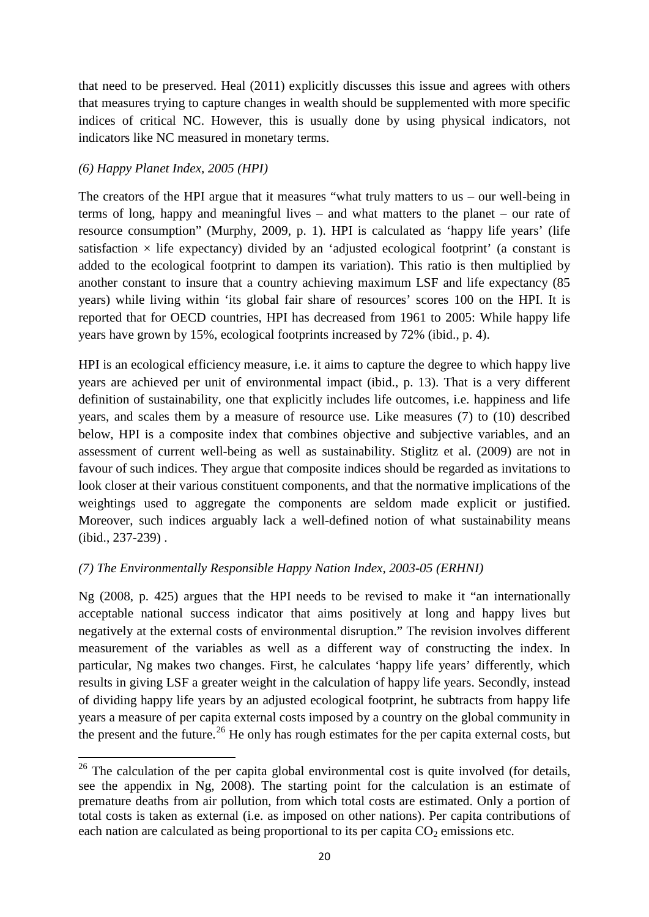that need to be preserved. Heal (2011) explicitly discusses this issue and agrees with others that measures trying to capture changes in wealth should be supplemented with more specific indices of critical NC. However, this is usually done by using physical indicators, not indicators like NC measured in monetary terms.

*(6) Happy Planet Index, 2005 (HPI)*

The creators of the HPI argue that it measures "what truly matters to us – our well-being in terms of long, happy and meaningful lives – and what matters to the planet – our rate of resource consumption" (Murphy, 2009, p. 1). HPI is calculated as 'happy life years' (life satisfaction × life expectancy) divided by an 'adjusted ecological footprint' (a constant is added to the ecological footprint to dampen its variation). This ratio is then multiplied by another constant to insure that a country achieving maximum LSF and life expectancy (85 years) while living within 'its global fair share of resources' scores 100 on the HPI. It is reported that for OECD countries, HPI has decreased from 1961 to 2005: While happy life years have grown by 15%, ecological footprints increased by 72% (ibid., p. 4).

HPI is an ecological efficiency measure, i.e. it aims to capture the degree to which happy live years are achieved per unit of environmental impact (ibid., p. 13). That is a very different definition of sustainability, one that explicitly includes life outcomes, i.e. happiness and life years, and scales them by a measure of resource use. Like measures (7) to (10) described below, HPI is a composite index that combines objective and subjective variables, and an assessment of current well-being as well as sustainability. Stiglitz et al. (2009) are not in favour of such indices. They argue that composite indices should be regarded as invitations to look closer at their various constituent components, and that the normative implications of the weightings used to aggregate the components are seldom made explicit or justified. Moreover, such indices arguably lack a well-defined notion of what sustainability means (ibid., 237-239) .

*(7) The Environmentally Responsible Happy Nation Index, 2003-05 (ERHNI)*

Ng (2008, p. 425) argues that the HPI needs to be revised to make it "an internationally acceptable national success indicator that aims positively at long and happy lives but negatively at the external costs of environmental disruption." The revision involves different measurement of the variables as well as a different way of constructing the index. In particular, Ng makes two changes. First, he calculates 'happy life years' differently, which results in giving LSF a greater weight in the calculation of happy life years. Secondly, instead of dividing happy life years by an adjusted ecological footprint, he subtracts from happy life years a measure of per capita external costs imposed by a country on the global community in the present and the future.[26] He only has rough estimates for the per capita external costs, but

[26] The calculation of the per capita global environmental cost is quite involved (for details, see the appendix in Ng, 2008). The starting point for the calculation is an estimate of premature deaths from air pollution, from which total costs are estimated. Only a portion of total costs is taken as external (i.e. as imposed on other nations). Per capita contributions of each nation are calculated as being proportional to its per capita $CO_2$ emissions etc.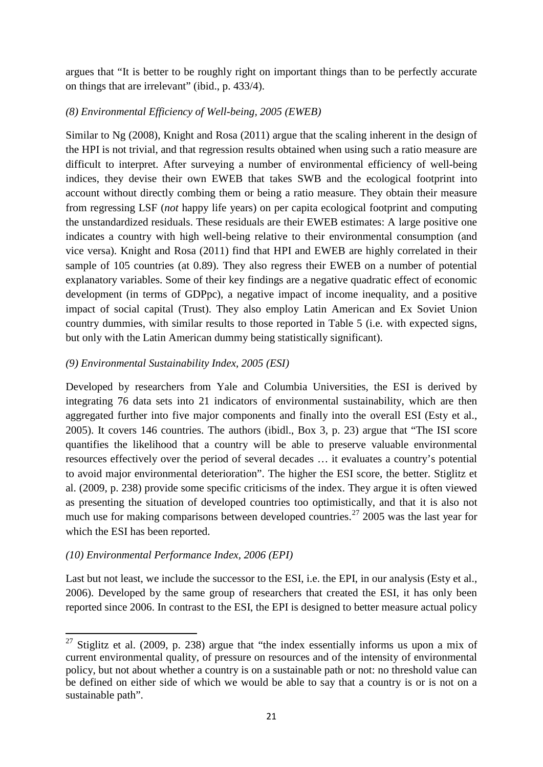argues that "It is better to be roughly right on important things than to be perfectly accurate on things that are irrelevant" (ibid., p. 433/4).

*(8) Environmental Efficiency of Well-being, 2005 (EWEB)*

Similar to Ng (2008), Knight and Rosa (2011) argue that the scaling inherent in the design of the HPI is not trivial, and that regression results obtained when using such a ratio measure are difficult to interpret. After surveying a number of environmental efficiency of well-being indices, they devise their own EWEB that takes SWB and the ecological footprint into account without directly combing them or being a ratio measure. They obtain their measure from regressing LSF (*not* happy life years) on per capita ecological footprint and computing the unstandardized residuals. These residuals are their EWEB estimates: A large positive one indicates a country with high well-being relative to their environmental consumption (and vice versa). Knight and Rosa (2011) find that HPI and EWEB are highly correlated in their sample of 105 countries (at 0.89). They also regress their EWEB on a number of potential explanatory variables. Some of their key findings are a negative quadratic effect of economic development (in terms of GDPpc), a negative impact of income inequality, and a positive impact of social capital (Trust). They also employ Latin American and Ex Soviet Union country dummies, with similar results to those reported in Table 5 (i.e. with expected signs, but only with the Latin American dummy being statistically significant).

*(9) Environmental Sustainability Index, 2005 (ESI)*

Developed by researchers from Yale and Columbia Universities, the ESI is derived by integrating 76 data sets into 21 indicators of environmental sustainability, which are then aggregated further into five major components and finally into the overall ESI (Esty et al., 2005). It covers 146 countries. The authors (ibidl., Box 3, p. 23) argue that "The ISI score quantifies the likelihood that a country will be able to preserve valuable environmental resources effectively over the period of several decades … it evaluates a country's potential to avoid major environmental deterioration". The higher the ESI score, the better. Stiglitz et al. (2009, p. 238) provide some specific criticisms of the index. They argue it is often viewed as presenting the situation of developed countries too optimistically, and that it is also not much use for making comparisons between developed countries.[27] 2005 was the last year for which the ESI has been reported.

*(10) Environmental Performance Index, 2006 (EPI)*

Last but not least, we include the successor to the ESI, i.e. the EPI, in our analysis (Esty et al., 2006). Developed by the same group of researchers that created the ESI, it has only been reported since 2006. In contrast to the ESI, the EPI is designed to better measure actual policy

[27] Stiglitz et al. (2009, p. 238) argue that "the index essentially informs us upon a mix of current environmental quality, of pressure on resources and of the intensity of environmental policy, but not about whether a country is on a sustainable path or not: no threshold value can be defined on either side of which we would be able to say that a country is or is not on a sustainable path".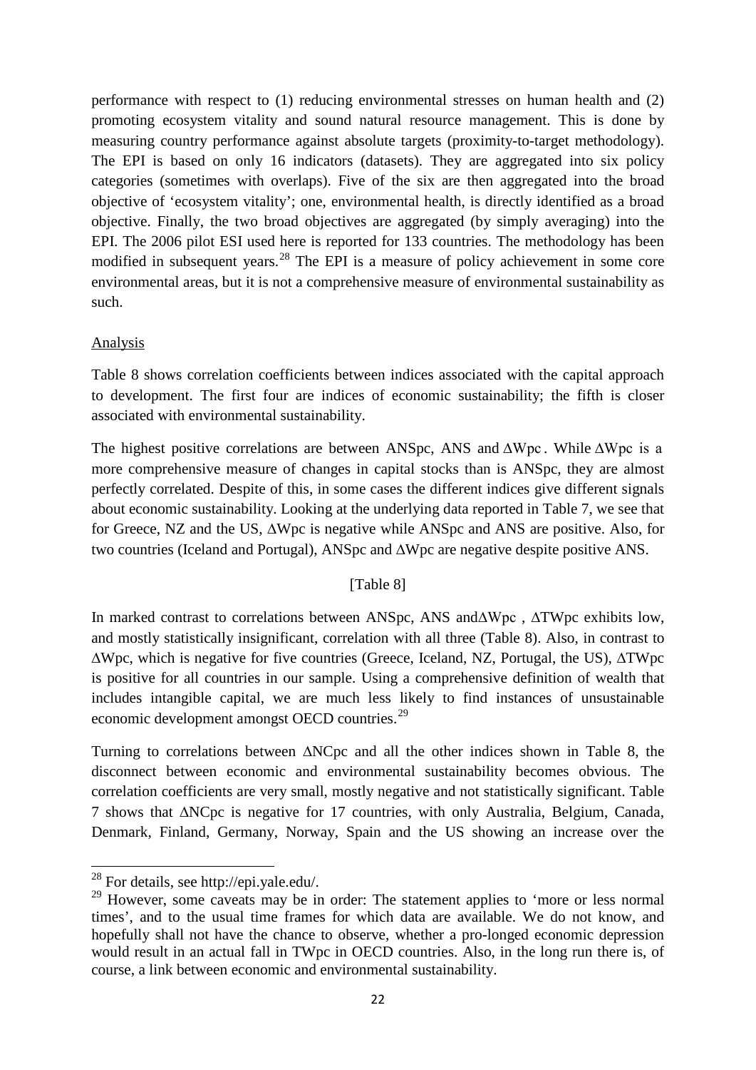performance with respect to (1) reducing environmental stresses on human health and (2) promoting ecosystem vitality and sound natural resource management. This is done by measuring country performance against absolute targets (proximity-to-target methodology). The EPI is based on only 16 indicators (datasets). They are aggregated into six policy categories (sometimes with overlaps). Five of the six are then aggregated into the broad objective of 'ecosystem vitality'; one, environmental health, is directly identified as a broad objective. Finally, the two broad objectives are aggregated (by simply averaging) into the EPI. The 2006 pilot ESI used here is reported for 133 countries. The methodology has been modified in subsequent years.[28] The EPI is a measure of policy achievement in some core environmental areas, but it is not a comprehensive measure of environmental sustainability as such.

Analysis

Table 8 shows correlation coefficients between indices associated with the capital approach to development. The first four are indices of economic sustainability; the fifth is closer associated with environmental sustainability.

The highest positive correlations are between ANSpc, ANS and $\Delta$Wpc. While $\Delta$Wpc is a more comprehensive measure of changes in capital stocks than is ANSpc, they are almost perfectly correlated. Despite of this, in some cases the different indices give different signals about economic sustainability. Looking at the underlying data reported in Table 7, we see that for Greece, NZ and the US, $\Delta$Wpc is negative while ANSpc and ANS are positive. Also, for two countries (Iceland and Portugal), ANSpc and $\Delta$Wpc are negative despite positive ANS.

[Table 8]

In marked contrast to correlations between ANSpc, ANS and$\Delta$Wpc , $\Delta$TWpc exhibits low, and mostly statistically insignificant, correlation with all three (Table 8). Also, in contrast to $\Delta$Wpc, which is negative for five countries (Greece, Iceland, NZ, Portugal, the US), $\Delta$TWpc is positive for all countries in our sample. Using a comprehensive definition of wealth that includes intangible capital, we are much less likely to find instances of unsustainable economic development amongst OECD countries.[29]

Turning to correlations between $\Delta$NCpc and all the other indices shown in Table 8, the disconnect between economic and environmental sustainability becomes obvious. The correlation coefficients are very small, mostly negative and not statistically significant. Table 7 shows that $\Delta$NCpc is negative for 17 countries, with only Australia, Belgium, Canada, Denmark, Finland, Germany, Norway, Spain and the US showing an increase over the

[28] For details, see http://epi.yale.edu/.

[29] However, some caveats may be in order: The statement applies to 'more or less normal times', and to the usual time frames for which data are available. We do not know, and hopefully shall not have the chance to observe, whether a pro-longed economic depression would result in an actual fall in TWpc in OECD countries. Also, in the long run there is, of course, a link between economic and environmental sustainability.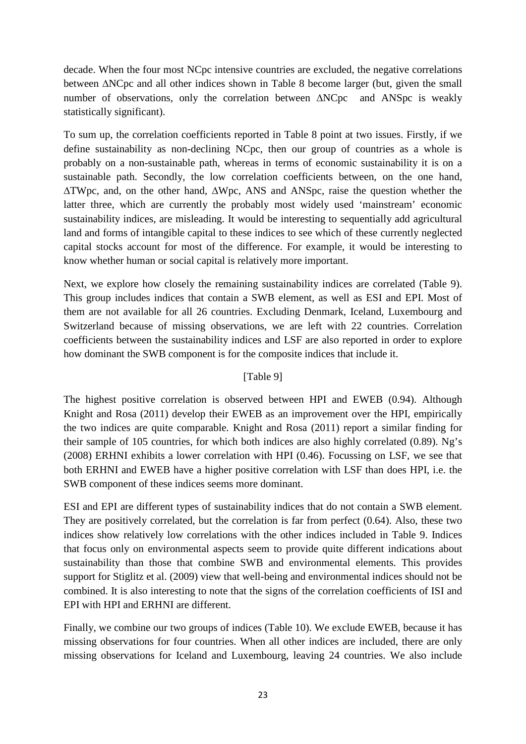decade. When the four most NCpc intensive countries are excluded, the negative correlations between ΔNCpc and all other indices shown in Table 8 become larger (but, given the small number of observations, only the correlation between ΔNCpc and ANSpc is weakly statistically significant).

To sum up, the correlation coefficients reported in Table 8 point at two issues. Firstly, if we define sustainability as non-declining NCpc, then our group of countries as a whole is probably on a non-sustainable path, whereas in terms of economic sustainability it is on a sustainable path. Secondly, the low correlation coefficients between, on the one hand, ΔTWpc, and, on the other hand, ΔWpc, ANS and ANSpc, raise the question whether the latter three, which are currently the probably most widely used 'mainstream' economic sustainability indices, are misleading. It would be interesting to sequentially add agricultural land and forms of intangible capital to these indices to see which of these currently neglected capital stocks account for most of the difference. For example, it would be interesting to know whether human or social capital is relatively more important.

Next, we explore how closely the remaining sustainability indices are correlated (Table 9). This group includes indices that contain a SWB element, as well as ESI and EPI. Most of them are not available for all 26 countries. Excluding Denmark, Iceland, Luxembourg and Switzerland because of missing observations, we are left with 22 countries. Correlation coefficients between the sustainability indices and LSF are also reported in order to explore how dominant the SWB component is for the composite indices that include it.

[Table 9]

The highest positive correlation is observed between HPI and EWEB (0.94). Although Knight and Rosa (2011) develop their EWEB as an improvement over the HPI, empirically the two indices are quite comparable. Knight and Rosa (2011) report a similar finding for their sample of 105 countries, for which both indices are also highly correlated (0.89). Ng's (2008) ERHNI exhibits a lower correlation with HPI (0.46). Focussing on LSF, we see that both ERHNI and EWEB have a higher positive correlation with LSF than does HPI, i.e. the SWB component of these indices seems more dominant.

ESI and EPI are different types of sustainability indices that do not contain a SWB element. They are positively correlated, but the correlation is far from perfect (0.64). Also, these two indices show relatively low correlations with the other indices included in Table 9. Indices that focus only on environmental aspects seem to provide quite different indications about sustainability than those that combine SWB and environmental elements. This provides support for Stiglitz et al. (2009) view that well-being and environmental indices should not be combined. It is also interesting to note that the signs of the correlation coefficients of ISI and EPI with HPI and ERHNI are different.

Finally, we combine our two groups of indices (Table 10). We exclude EWEB, because it has missing observations for four countries. When all other indices are included, there are only missing observations for Iceland and Luxembourg, leaving 24 countries. We also include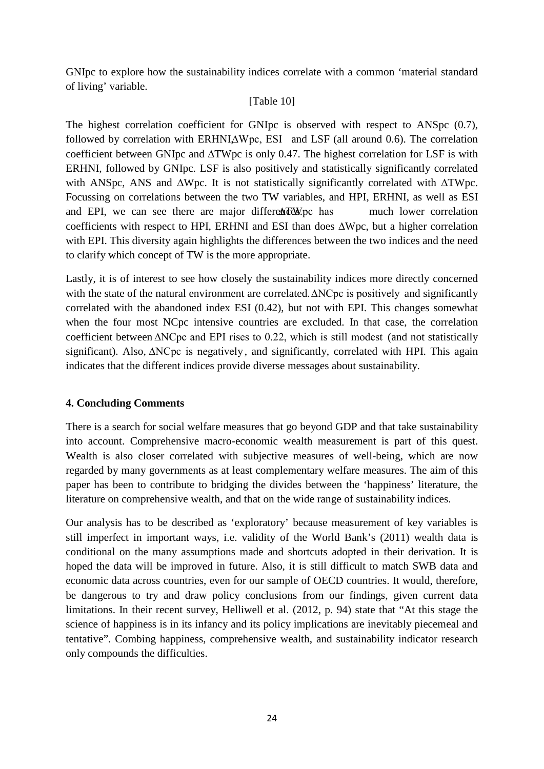GNIpc to explore how the sustainability indices correlate with a common 'material standard of living' variable.

[Table 10]

The highest correlation coefficient for GNIpc is observed with respect to ANSpc (0.7), followed by correlation with ERHNI, ΔWpc, ESI and LSF (all around 0.6). The correlation coefficient between GNIpc and ΔTWpc is only 0.47. The highest correlation for LSF is with ERHNI, followed by GNIpc. LSF is also positively and statistically significantly correlated with ANSpc, ANS and ΔWpc. It is not statistically significantly correlated with ΔTWpc. Focussing on correlations between the two TW variables, and HPI, ERHNI, as well as ESI and EPI, we can see there are major differences. ΔTWpc has much lower correlation coefficients with respect to HPI, ERHNI and ESI than does ΔWpc, but a higher correlation with EPI. This diversity again highlights the differences between the two indices and the need to clarify which concept of TW is the more appropriate.

Lastly, it is of interest to see how closely the sustainability indices more directly concerned with the state of the natural environment are correlated. ΔNCpc is positively and significantly correlated with the abandoned index ESI (0.42), but not with EPI. This changes somewhat when the four most NCpc intensive countries are excluded. In that case, the correlation coefficient between ΔNCpc and EPI rises to 0.22, which is still modest (and not statistically significant). Also, ΔNCpc is negatively, and significantly, correlated with HPI. This again indicates that the different indices provide diverse messages about sustainability.

## 4. Concluding Comments

There is a search for social welfare measures that go beyond GDP and that take sustainability into account. Comprehensive macro-economic wealth measurement is part of this quest. Wealth is also closer correlated with subjective measures of well-being, which are now regarded by many governments as at least complementary welfare measures. The aim of this paper has been to contribute to bridging the divides between the 'happiness' literature, the literature on comprehensive wealth, and that on the wide range of sustainability indices.

Our analysis has to be described as 'exploratory' because measurement of key variables is still imperfect in important ways, i.e. validity of the World Bank's (2011) wealth data is conditional on the many assumptions made and shortcuts adopted in their derivation. It is hoped the data will be improved in future. Also, it is still difficult to match SWB data and economic data across countries, even for our sample of OECD countries. It would, therefore, be dangerous to try and draw policy conclusions from our findings, given current data limitations. In their recent survey, Helliwell et al. (2012, p. 94) state that "At this stage the science of happiness is in its infancy and its policy implications are inevitably piecemeal and tentative". Combing happiness, comprehensive wealth, and sustainability indicator research only compounds the difficulties.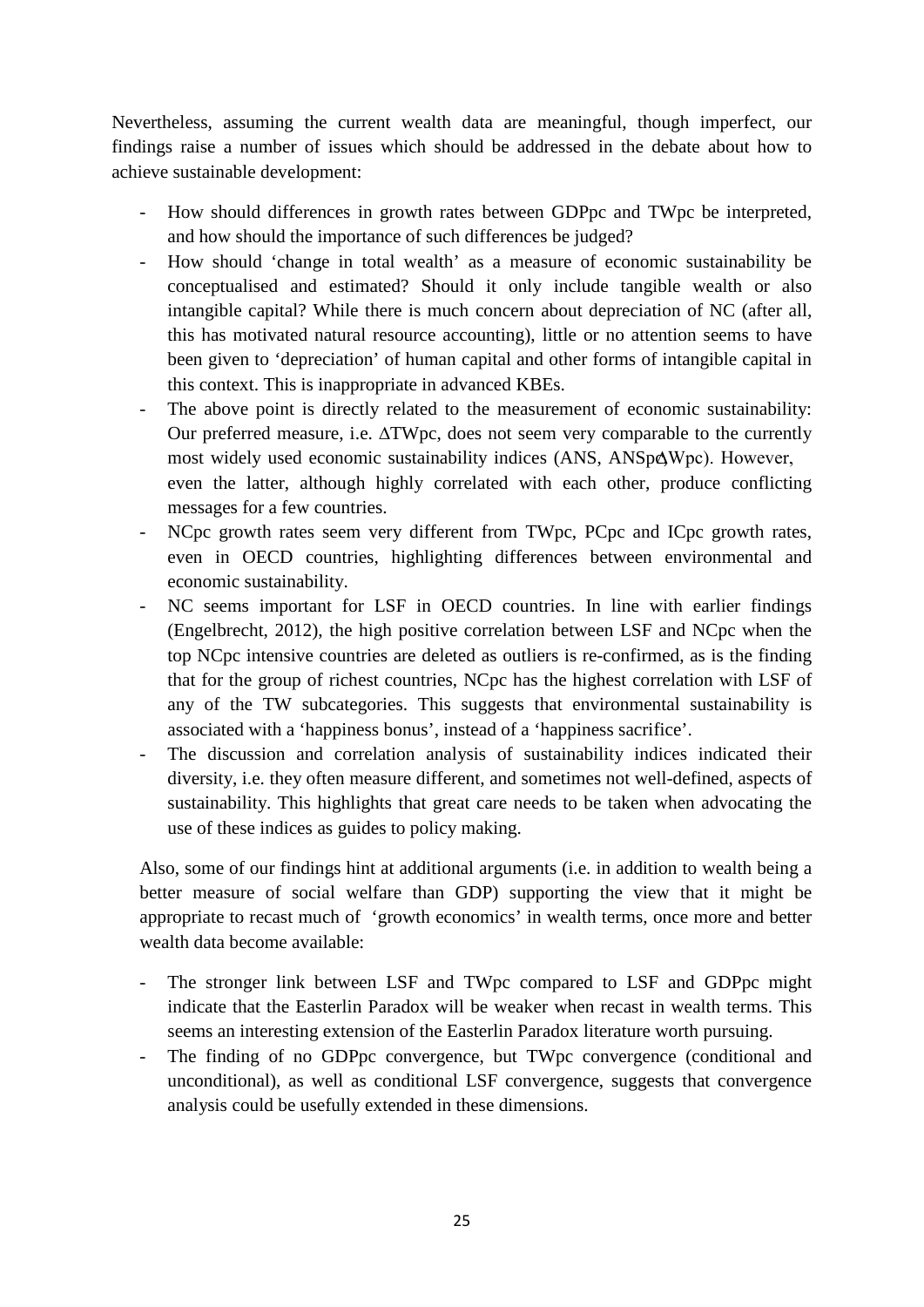Nevertheless, assuming the current wealth data are meaningful, though imperfect, our findings raise a number of issues which should be addressed in the debate about how to achieve sustainable development:

- How should differences in growth rates between GDPpc and TWpc be interpreted, and how should the importance of such differences be judged?
- How should 'change in total wealth' as a measure of economic sustainability be conceptualised and estimated? Should it only include tangible wealth or also intangible capital? While there is much concern about depreciation of NC (after all, this has motivated natural resource accounting), little or no attention seems to have been given to 'depreciation' of human capital and other forms of intangible capital in this context. This is inappropriate in advanced KBEs.
- The above point is directly related to the measurement of economic sustainability: Our preferred measure, i.e. $\Delta$TWpc, does not seem very comparable to the currently most widely used economic sustainability indices (ANS, ANSpc, $\Delta$Wpc). However, even the latter, although highly correlated with each other, produce conflicting messages for a few countries.
- NCpc growth rates seem very different from TWpc, PCpc and ICpc growth rates, even in OECD countries, highlighting differences between environmental and economic sustainability.
- NC seems important for LSF in OECD countries. In line with earlier findings (Engelbrecht, 2012), the high positive correlation between LSF and NCpc when the top NCpc intensive countries are deleted as outliers is re-confirmed, as is the finding that for the group of richest countries, NCpc has the highest correlation with LSF of any of the TW subcategories. This suggests that environmental sustainability is associated with a 'happiness bonus', instead of a 'happiness sacrifice'.
- The discussion and correlation analysis of sustainability indices indicated their diversity, i.e. they often measure different, and sometimes not well-defined, aspects of sustainability. This highlights that great care needs to be taken when advocating the use of these indices as guides to policy making.

Also, some of our findings hint at additional arguments (i.e. in addition to wealth being a better measure of social welfare than GDP) supporting the view that it might be appropriate to recast much of 'growth economics' in wealth terms, once more and better wealth data become available:

- The stronger link between LSF and TWpc compared to LSF and GDPpc might indicate that the Easterlin Paradox will be weaker when recast in wealth terms. This seems an interesting extension of the Easterlin Paradox literature worth pursuing.
- The finding of no GDPpc convergence, but TWpc convergence (conditional and unconditional), as well as conditional LSF convergence, suggests that convergence analysis could be usefully extended in these dimensions.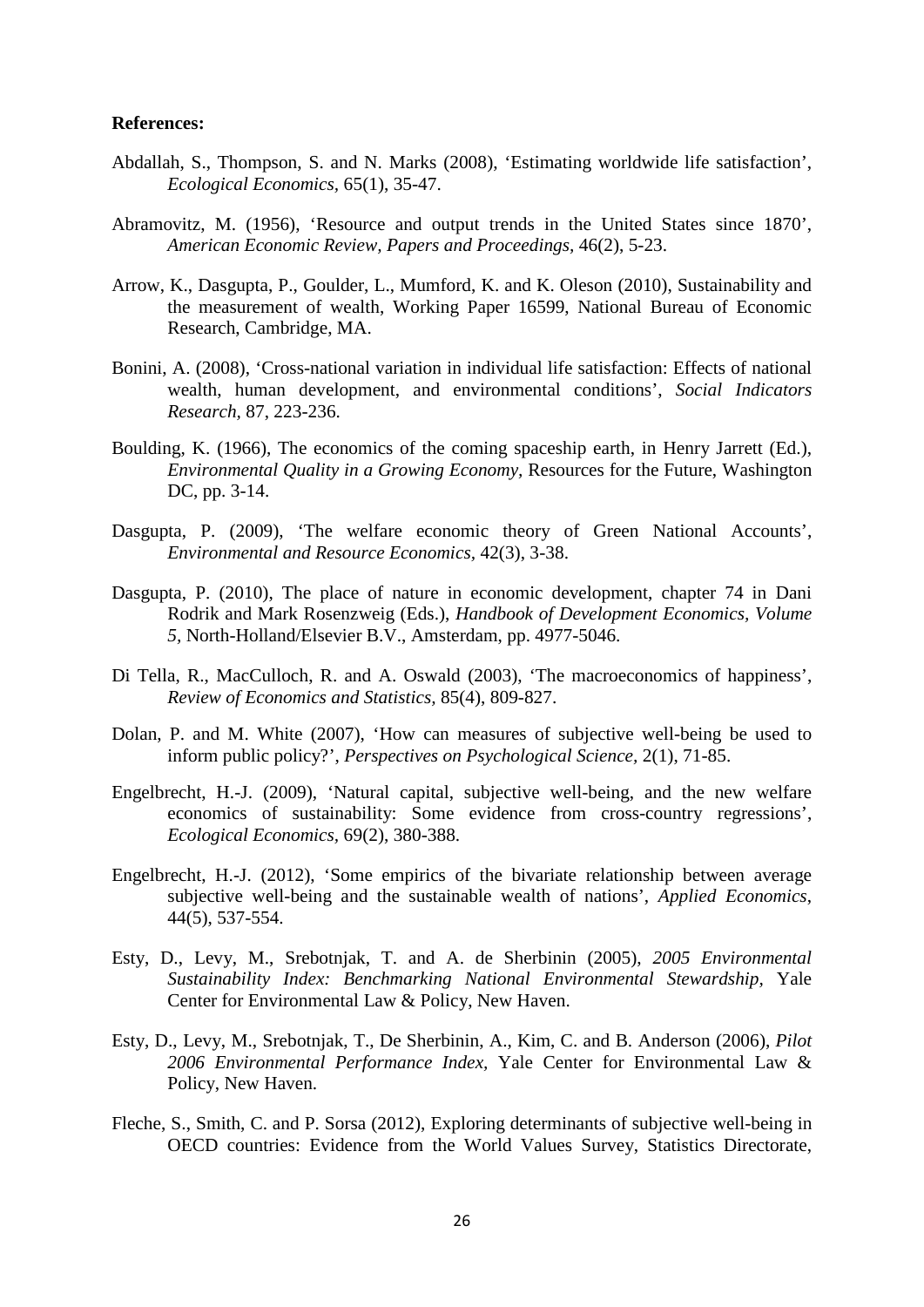**References:**

Abdallah, S., Thompson, S. and N. Marks (2008), 'Estimating worldwide life satisfaction', *Ecological Economics*, 65(1), 35-47.

Abramovitz, M. (1956), 'Resource and output trends in the United States since 1870', *American Economic Review, Papers and Proceedings*, 46(2), 5-23.

Arrow, K., Dasgupta, P., Goulder, L., Mumford, K. and K. Oleson (2010), Sustainability and the measurement of wealth, Working Paper 16599, National Bureau of Economic Research, Cambridge, MA.

Bonini, A. (2008), 'Cross-national variation in individual life satisfaction: Effects of national wealth, human development, and environmental conditions', *Social Indicators Research*, 87, 223-236.

Boulding, K. (1966), The economics of the coming spaceship earth, in Henry Jarrett (Ed.), *Environmental Quality in a Growing Economy*, Resources for the Future, Washington DC, pp. 3-14.

Dasgupta, P. (2009), 'The welfare economic theory of Green National Accounts', *Environmental and Resource Economics*, 42(3), 3-38.

Dasgupta, P. (2010), The place of nature in economic development, chapter 74 in Dani Rodrik and Mark Rosenzweig (Eds.), *Handbook of Development Economics, Volume 5*, North-Holland/Elsevier B.V., Amsterdam, pp. 4977-5046.

Di Tella, R., MacCulloch, R. and A. Oswald (2003), 'The macroeconomics of happiness', *Review of Economics and Statistics*, 85(4), 809-827.

Dolan, P. and M. White (2007), 'How can measures of subjective well-being be used to inform public policy?', *Perspectives on Psychological Science*, 2(1), 71-85.

Engelbrecht, H.-J. (2009), 'Natural capital, subjective well-being, and the new welfare economics of sustainability: Some evidence from cross-country regressions', *Ecological Economics*, 69(2), 380-388.

Engelbrecht, H.-J. (2012), 'Some empirics of the bivariate relationship between average subjective well-being and the sustainable wealth of nations', *Applied Economics*, 44(5), 537-554.

Esty, D., Levy, M., Srebotnjak, T. and A. de Sherbinin (2005), *2005 Environmental Sustainability Index: Benchmarking National Environmental Stewardship*, Yale Center for Environmental Law & Policy, New Haven.

Esty, D., Levy, M., Srebotnjak, T., De Sherbinin, A., Kim, C. and B. Anderson (2006), *Pilot 2006 Environmental Performance Index*, Yale Center for Environmental Law & Policy, New Haven.

Fleche, S., Smith, C. and P. Sorsa (2012), Exploring determinants of subjective well-being in OECD countries: Evidence from the World Values Survey, Statistics Directorate,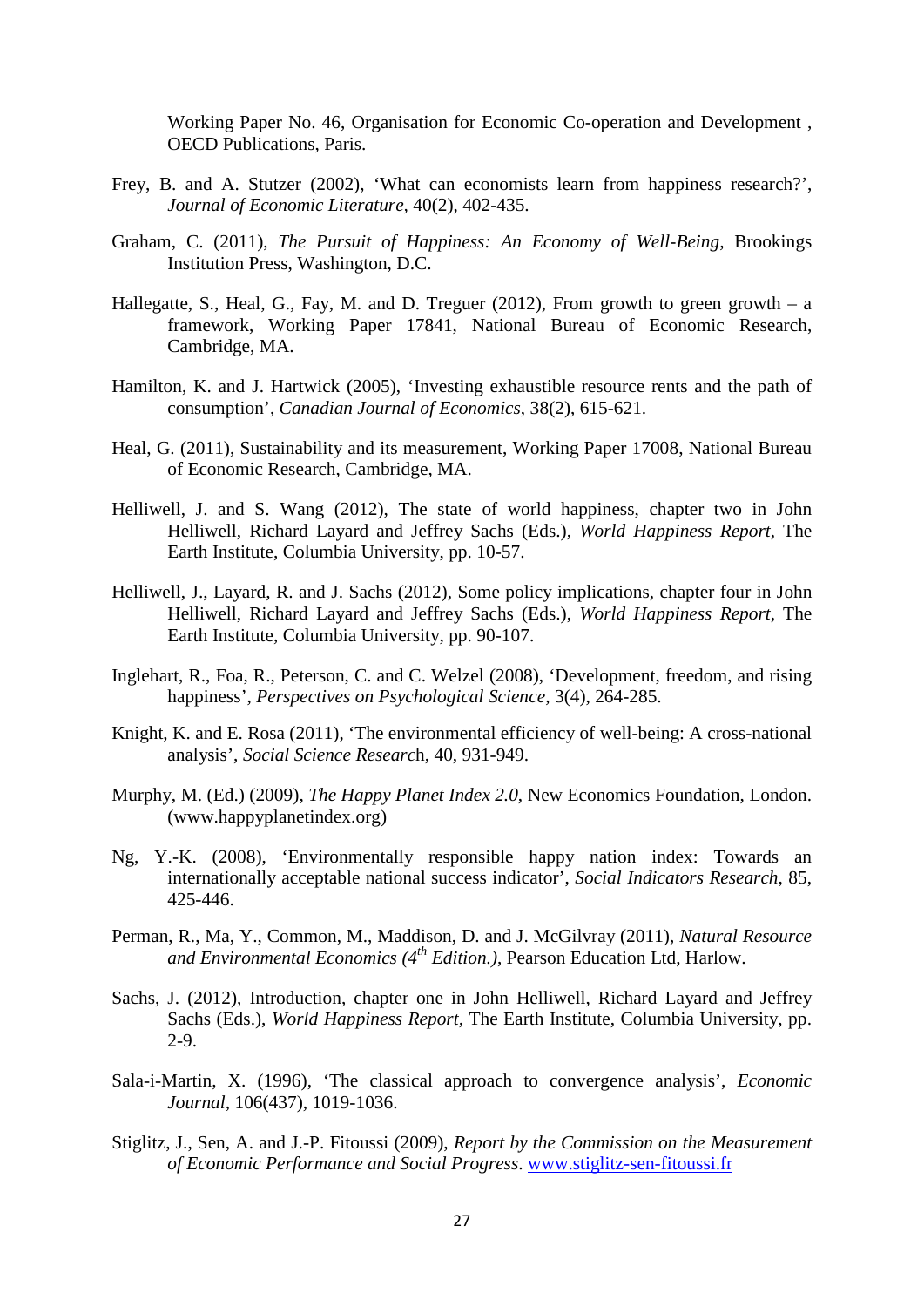Working Paper No. 46, Organisation for Economic Co-operation and Development , OECD Publications, Paris.

Frey, B. and A. Stutzer (2002), 'What can economists learn from happiness research?', *Journal of Economic Literature*, 40(2), 402-435.

Graham, C. (2011), *The Pursuit of Happiness: An Economy of Well-Being*, Brookings Institution Press, Washington, D.C.

Hallegatte, S., Heal, G., Fay, M. and D. Treguer (2012), From growth to green growth – a framework, Working Paper 17841, National Bureau of Economic Research, Cambridge, MA.

Hamilton, K. and J. Hartwick (2005), 'Investing exhaustible resource rents and the path of consumption', *Canadian Journal of Economics*, 38(2), 615-621.

Heal, G. (2011), Sustainability and its measurement, Working Paper 17008, National Bureau of Economic Research, Cambridge, MA.

Helliwell, J. and S. Wang (2012), The state of world happiness, chapter two in John Helliwell, Richard Layard and Jeffrey Sachs (Eds.), *World Happiness Report*, The Earth Institute, Columbia University, pp. 10-57.

Helliwell, J., Layard, R. and J. Sachs (2012), Some policy implications, chapter four in John Helliwell, Richard Layard and Jeffrey Sachs (Eds.), *World Happiness Report*, The Earth Institute, Columbia University, pp. 90-107.

Inglehart, R., Foa, R., Peterson, C. and C. Welzel (2008), 'Development, freedom, and rising happiness', *Perspectives on Psychological Science*, 3(4), 264-285.

Knight, K. and E. Rosa (2011), 'The environmental efficiency of well-being: A cross-national analysis', *Social Science Research*, 40, 931-949.

Murphy, M. (Ed.) (2009), *The Happy Planet Index 2.0*, New Economics Foundation, London. (www.happyplanetindex.org)

Ng, Y.-K. (2008), 'Environmentally responsible happy nation index: Towards an internationally acceptable national success indicator', *Social Indicators Research*, 85, 425-446.

Perman, R., Ma, Y., Common, M., Maddison, D. and J. McGilvray (2011), *Natural Resource and Environmental Economics (4th Edition.)*, Pearson Education Ltd, Harlow.

Sachs, J. (2012), Introduction, chapter one in John Helliwell, Richard Layard and Jeffrey Sachs (Eds.), *World Happiness Report*, The Earth Institute, Columbia University, pp. 2-9.

Sala-i-Martin, X. (1996), 'The classical approach to convergence analysis', *Economic Journal*, 106(437), 1019-1036.

Stiglitz, J., Sen, A. and J.-P. Fitoussi (2009), *Report by the Commission on the Measurement of Economic Performance and Social Progress*. www.stiglitz-sen-fitoussi.fr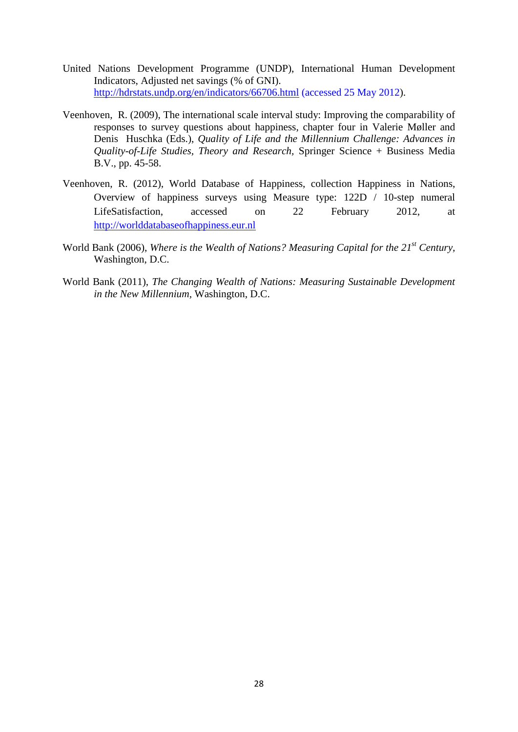United Nations Development Programme (UNDP), International Human Development Indicators, Adjusted net savings (% of GNI). http://hdrstats.undp.org/en/indicators/66706.html (accessed 25 May 2012).

Veenhoven, R. (2009), The international scale interval study: Improving the comparability of responses to survey questions about happiness, chapter four in Valerie Møller and Denis Huschka (Eds.), *Quality of Life and the Millennium Challenge: Advances in Quality-of-Life Studies, Theory and Research*, Springer Science + Business Media B.V., pp. 45-58.

Veenhoven, R. (2012), World Database of Happiness, collection Happiness in Nations, Overview of happiness surveys using Measure type: 122D / 10-step numeral LifeSatisfaction, accessed on 22 February 2012, at http://worlddatabaseofhappiness.eur.nl

World Bank (2006), *Where is the Wealth of Nations? Measuring Capital for the 21st Century*, Washington, D.C.

World Bank (2011), *The Changing Wealth of Nations: Measuring Sustainable Development in the New Millennium*, Washington, D.C.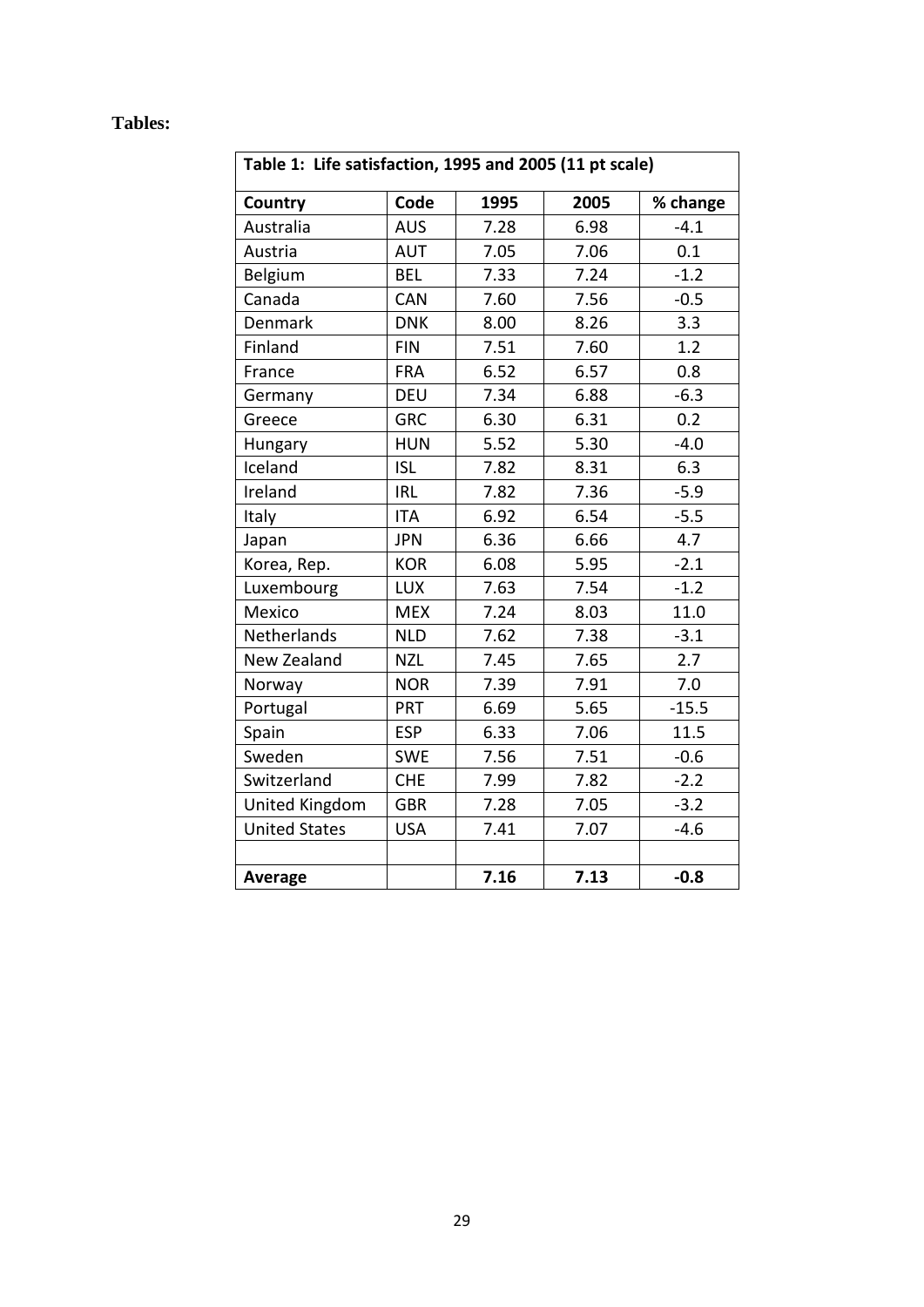**Tables:**

**Table 1: Life satisfaction, 1995 and 2005 (11 pt scale)**

| Country | Code | 1995 | 2005 | % change |
|---|---|---|---|---|
| Australia | AUS | 7.28 | 6.98 | -4.1 |
| Austria | AUT | 7.05 | 7.06 | 0.1 |
| Belgium | BEL | 7.33 | 7.24 | -1.2 |
| Canada | CAN | 7.60 | 7.56 | -0.5 |
| Denmark | DNK | 8.00 | 8.26 | 3.3 |
| Finland | FIN | 7.51 | 7.60 | 1.2 |
| France | FRA | 6.52 | 6.57 | 0.8 |
| Germany | DEU | 7.34 | 6.88 | -6.3 |
| Greece | GRC | 6.30 | 6.31 | 0.2 |
| Hungary | HUN | 5.52 | 5.30 | -4.0 |
| Iceland | ISL | 7.82 | 8.31 | 6.3 |
| Ireland | IRL | 7.82 | 7.36 | -5.9 |
| Italy | ITA | 6.92 | 6.54 | -5.5 |
| Japan | JPN | 6.36 | 6.66 | 4.7 |
| Korea, Rep. | KOR | 6.08 | 5.95 | -2.1 |
| Luxembourg | LUX | 7.63 | 7.54 | -1.2 |
| Mexico | MEX | 7.24 | 8.03 | 11.0 |
| Netherlands | NLD | 7.62 | 7.38 | -3.1 |
| New Zealand | NZL | 7.45 | 7.65 | 2.7 |
| Norway | NOR | 7.39 | 7.91 | 7.0 |
| Portugal | PRT | 6.69 | 5.65 | -15.5 |
| Spain | ESP | 6.33 | 7.06 | 11.5 |
| Sweden | SWE | 7.56 | 7.51 | -0.6 |
| Switzerland | CHE | 7.99 | 7.82 | -2.2 |
| United Kingdom | GBR | 7.28 | 7.05 | -3.2 |
| United States | USA | 7.41 | 7.07 | -4.6 |
| | | | | |
| **Average** | | **7.16** | **7.13** | **-0.8** |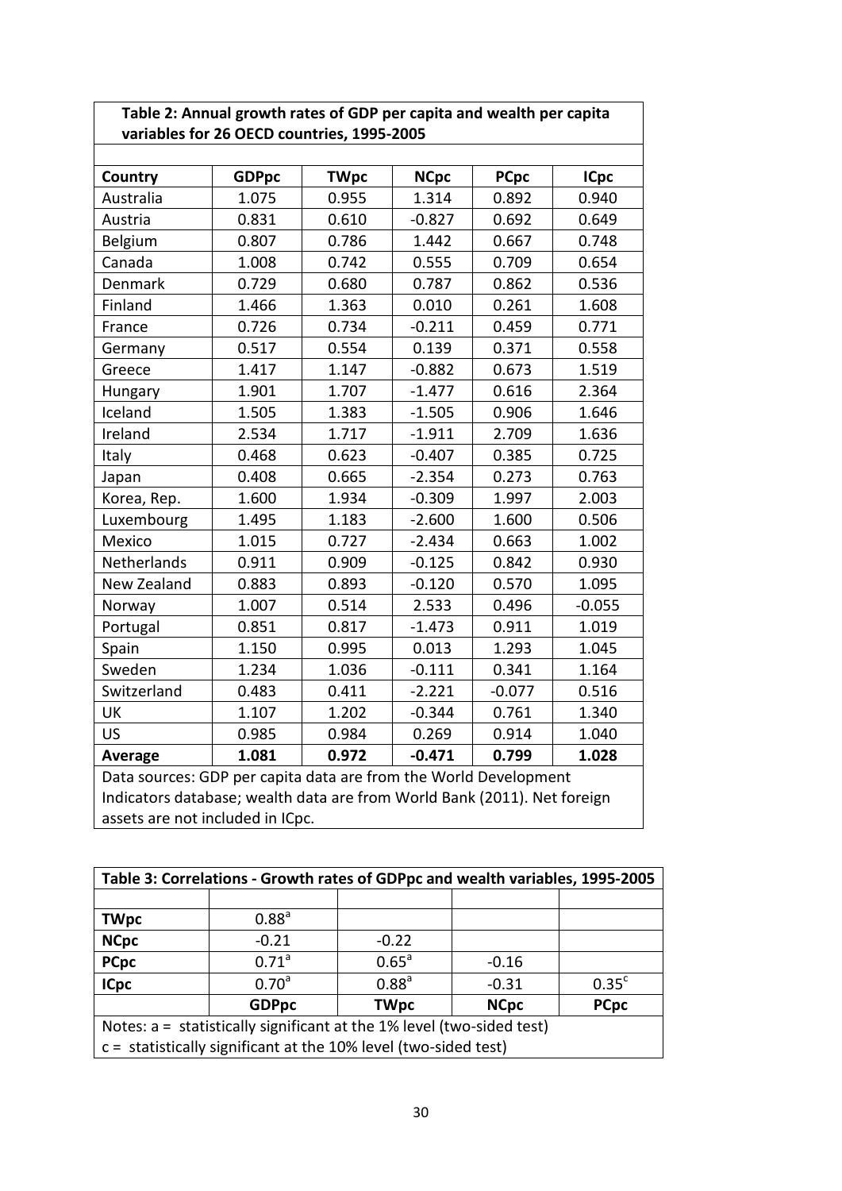**Table 2: Annual growth rates of GDP per capita and wealth per capita variables for 26 OECD countries, 1995-2005**

| Country | GDPpc | TWpc | NCpc | PCpc | ICpc |
|---|---|---|---|---|---|
| Australia | 1.075 | 0.955 | 1.314 | 0.892 | 0.940 |
| Austria | 0.831 | 0.610 | -0.827 | 0.692 | 0.649 |
| Belgium | 0.807 | 0.786 | 1.442 | 0.667 | 0.748 |
| Canada | 1.008 | 0.742 | 0.555 | 0.709 | 0.654 |
| Denmark | 0.729 | 0.680 | 0.787 | 0.862 | 0.536 |
| Finland | 1.466 | 1.363 | 0.010 | 0.261 | 1.608 |
| France | 0.726 | 0.734 | -0.211 | 0.459 | 0.771 |
| Germany | 0.517 | 0.554 | 0.139 | 0.371 | 0.558 |
| Greece | 1.417 | 1.147 | -0.882 | 0.673 | 1.519 |
| Hungary | 1.901 | 1.707 | -1.477 | 0.616 | 2.364 |
| Iceland | 1.505 | 1.383 | -1.505 | 0.906 | 1.646 |
| Ireland | 2.534 | 1.717 | -1.911 | 2.709 | 1.636 |
| Italy | 0.468 | 0.623 | -0.407 | 0.385 | 0.725 |
| Japan | 0.408 | 0.665 | -2.354 | 0.273 | 0.763 |
| Korea, Rep. | 1.600 | 1.934 | -0.309 | 1.997 | 2.003 |
| Luxembourg | 1.495 | 1.183 | -2.600 | 1.600 | 0.506 |
| Mexico | 1.015 | 0.727 | -2.434 | 0.663 | 1.002 |
| Netherlands | 0.911 | 0.909 | -0.125 | 0.842 | 0.930 |
| New Zealand | 0.883 | 0.893 | -0.120 | 0.570 | 1.095 |
| Norway | 1.007 | 0.514 | 2.533 | 0.496 | -0.055 |
| Portugal | 0.851 | 0.817 | -1.473 | 0.911 | 1.019 |
| Spain | 1.150 | 0.995 | 0.013 | 1.293 | 1.045 |
| Sweden | 1.234 | 1.036 | -0.111 | 0.341 | 1.164 |
| Switzerland | 0.483 | 0.411 | -2.221 | -0.077 | 0.516 |
| UK | 1.107 | 1.202 | -0.344 | 0.761 | 1.340 |
| US | 0.985 | 0.984 | 0.269 | 0.914 | 1.040 |
| **Average** | **1.081** | **0.972** | **-0.471** | **0.799** | **1.028** |

Data sources: GDP per capita data are from the World Development Indicators database; wealth data are from World Bank (2011). Net foreign assets are not included in ICpc.

**Table 3: Correlations - Growth rates of GDPpc and wealth variables, 1995-2005**

| | | | | |
|---|---|---|---|---|
| **TWpc** | 0.88[a] | | | |
| **NCpc** | -0.21 | -0.22 | | |
| **PCpc** | 0.71[a] | 0.65[a] | -0.16 | |
| **ICpc** | 0.70[a] | 0.88[a] | -0.31 | 0.35[c] |
| | **GDPpc** | **TWpc** | **NCpc** | **PCpc** |

Notes: a = statistically significant at the 1% level (two-sided test)
c = statistically significant at the 10% level (two-sided test)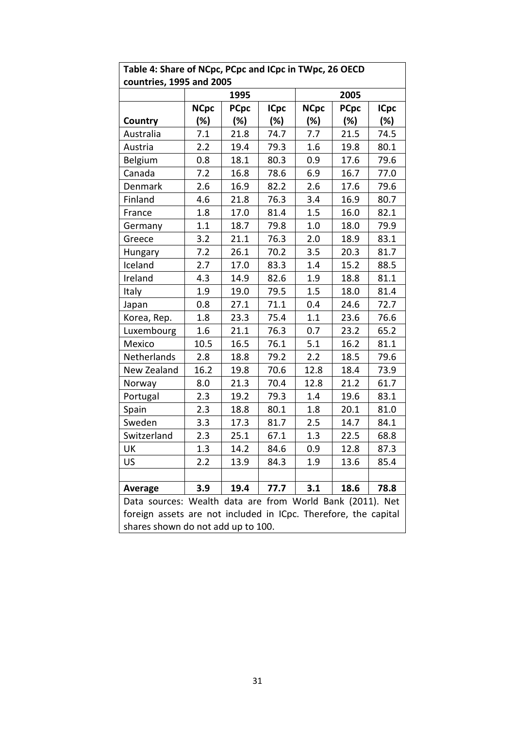**Table 4: Share of NCpc, PCpc and ICpc in TWpc, 26 OECD countries, 1995 and 2005**

| | 1995 | | | 2005 | | |
|---|---|---|---|---|---|---|
| **Country** | **NCpc (%)** | **PCpc (%)** | **ICpc (%)** | **NCpc (%)** | **PCpc (%)** | **ICpc (%)** |
| Australia | 7.1 | 21.8 | 74.7 | 7.7 | 21.5 | 74.5 |
| Austria | 2.2 | 19.4 | 79.3 | 1.6 | 19.8 | 80.1 |
| Belgium | 0.8 | 18.1 | 80.3 | 0.9 | 17.6 | 79.6 |
| Canada | 7.2 | 16.8 | 78.6 | 6.9 | 16.7 | 77.0 |
| Denmark | 2.6 | 16.9 | 82.2 | 2.6 | 17.6 | 79.6 |
| Finland | 4.6 | 21.8 | 76.3 | 3.4 | 16.9 | 80.7 |
| France | 1.8 | 17.0 | 81.4 | 1.5 | 16.0 | 82.1 |
| Germany | 1.1 | 18.7 | 79.8 | 1.0 | 18.0 | 79.9 |
| Greece | 3.2 | 21.1 | 76.3 | 2.0 | 18.9 | 83.1 |
| Hungary | 7.2 | 26.1 | 70.2 | 3.5 | 20.3 | 81.7 |
| Iceland | 2.7 | 17.0 | 83.3 | 1.4 | 15.2 | 88.5 |
| Ireland | 4.3 | 14.9 | 82.6 | 1.9 | 18.8 | 81.1 |
| Italy | 1.9 | 19.0 | 79.5 | 1.5 | 18.0 | 81.4 |
| Japan | 0.8 | 27.1 | 71.1 | 0.4 | 24.6 | 72.7 |
| Korea, Rep. | 1.8 | 23.3 | 75.4 | 1.1 | 23.6 | 76.6 |
| Luxembourg | 1.6 | 21.1 | 76.3 | 0.7 | 23.2 | 65.2 |
| Mexico | 10.5 | 16.5 | 76.1 | 5.1 | 16.2 | 81.1 |
| Netherlands | 2.8 | 18.8 | 79.2 | 2.2 | 18.5 | 79.6 |
| New Zealand | 16.2 | 19.8 | 70.6 | 12.8 | 18.4 | 73.9 |
| Norway | 8.0 | 21.3 | 70.4 | 12.8 | 21.2 | 61.7 |
| Portugal | 2.3 | 19.2 | 79.3 | 1.4 | 19.6 | 83.1 |
| Spain | 2.3 | 18.8 | 80.1 | 1.8 | 20.1 | 81.0 |
| Sweden | 3.3 | 17.3 | 81.7 | 2.5 | 14.7 | 84.1 |
| Switzerland | 2.3 | 25.1 | 67.1 | 1.3 | 22.5 | 68.8 |
| UK | 1.3 | 14.2 | 84.6 | 0.9 | 12.8 | 87.3 |
| US | 2.2 | 13.9 | 84.3 | 1.9 | 13.6 | 85.4 |
| | | | | | | |
| **Average** | **3.9** | **19.4** | **77.7** | **3.1** | **18.6** | **78.8** |

Data sources: Wealth data are from World Bank (2011). Net foreign assets are not included in ICpc. Therefore, the capital shares shown do not add up to 100.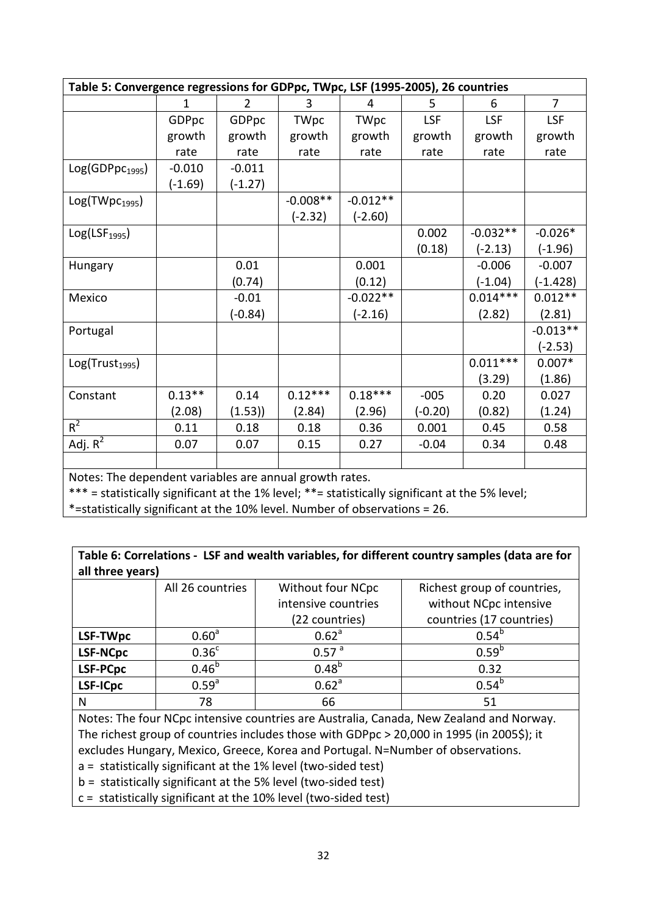| Table 5: Convergence regressions for GDPpc, TWpc, LSF (1995-2005), 26 countries | | | | | | | |
|---|---|---|---|---|---|---|---|
| | 1 | 2 | 3 | 4 | 5 | 6 | 7 |
| | GDPpc growth rate | GDPpc growth rate | TWpc growth rate | TWpc growth rate | LSF growth rate | LSF growth rate | LSF growth rate |
| $Log(GDPpc_{1995})$ | -0.010 | -0.011 | | | | | |
| | (-1.69) | (-1.27) | | | | | |
| $Log(TWpc_{1995})$ | | | -0.008** | -0.012** | | | |
| | | | (-2.32) | (-2.60) | | | |
| $Log(LSF_{1995})$ | | | | | 0.002 | -0.032** | -0.026* |
| | | | | | (0.18) | (-2.13) | (-1.96) |
| Hungary | | 0.01 | | 0.001 | | -0.006 | -0.007 |
| | | (0.74) | | (0.12) | | (-1.04) | (-1.428) |
| Mexico | | -0.01 | | -0.022** | | 0.014*** | 0.012** |
| | | (-0.84) | | (-2.16) | | (2.82) | (2.81) |
| Portugal | | | | | | | -0.013** |
| | | | | | | | (-2.53) |
| $Log(Trust_{1995})$ | | | | | | 0.011*** | 0.007* |
| | | | | | | (3.29) | (1.86) |
| Constant | 0.13** | 0.14 | 0.12*** | 0.18*** | -005 | 0.20 | 0.027 |
| | (2.08) | (1.53)) | (2.84) | (2.96) | (-0.20) | (0.82) | (1.24) |
| $R^2$ | 0.11 | 0.18 | 0.18 | 0.36 | 0.001 | 0.45 | 0.58 |
| Adj. $R^2$ | 0.07 | 0.07 | 0.15 | 0.27 | -0.04 | 0.34 | 0.48 |

Notes: The dependent variables are annual growth rates.
*** = statistically significant at the 1% level; **= statistically significant at the 5% level;
*=statistically significant at the 10% level. Number of observations = 26.

| Table 6: Correlations - LSF and wealth variables, for different country samples (data are for all three years) | | | |
|---|---|---|---|
| | All 26 countries | Without four NCpc intensive countries (22 countries) | Richest group of countries, without NCpc intensive countries (17 countries) |
| **LSF-TWpc** | 0.60[a] | 0.62[a] | 0.54[b] |
| **LSF-NCpc** | 0.36[c] | 0.57 [a] | 0.59[b] |
| **LSF-PCpc** | 0.46[b] | 0.48[b] | 0.32 |
| **LSF-ICpc** | 0.59[a] | 0.62[a] | 0.54[b] |
| N | 78 | 66 | 51 |

Notes: The four NCpc intensive countries are Australia, Canada, New Zealand and Norway. The richest group of countries includes those with GDPpc > 20,000 in 1995 (in 2005$); it excludes Hungary, Mexico, Greece, Korea and Portugal. N=Number of observations.
a = statistically significant at the 1% level (two-sided test)
b = statistically significant at the 5% level (two-sided test)
c = statistically significant at the 10% level (two-sided test)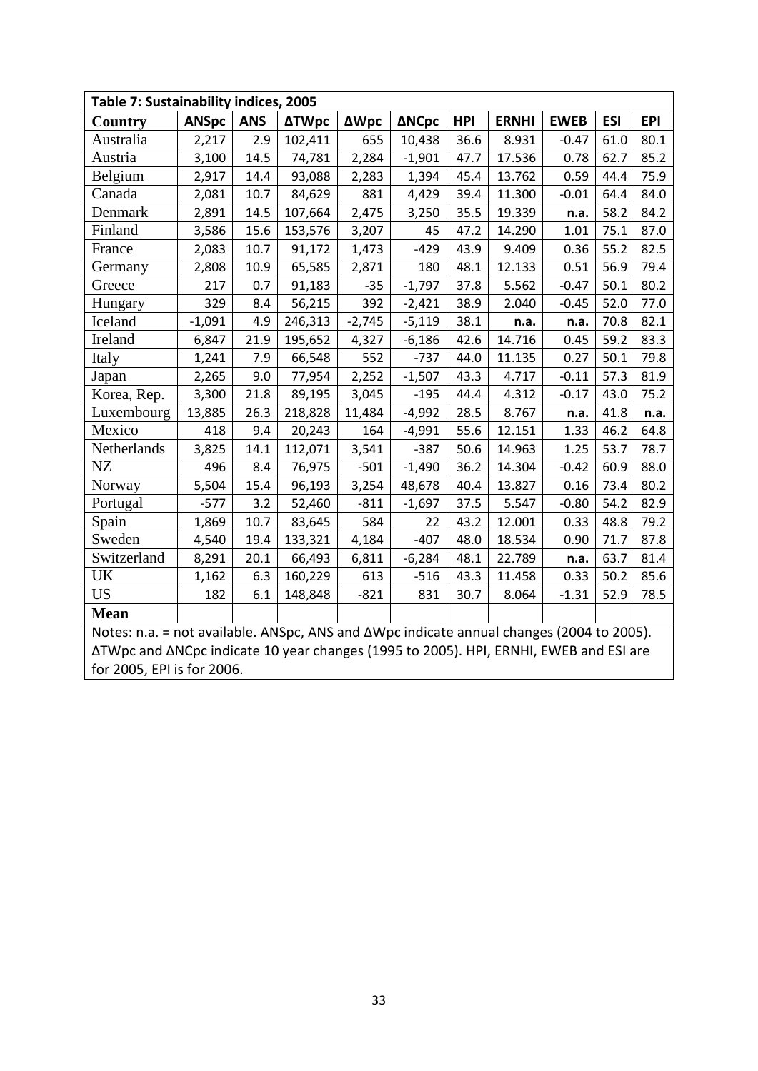| Table 7: Sustainability indices, 2005 | | | | | | | | | | |
|---|---|---|---|---|---|---|---|---|---|---|
| **Country** | **ANSpc** | **ANS** | **ΔTWpc** | **ΔWpc** | **ΔNCpc** | **HPI** | **ERNHI** | **EWEB** | **ESI** | **EPI** |
| Australia | 2,217 | 2.9 | 102,411 | 655 | 10,438 | 36.6 | 8.931 | -0.47 | 61.0 | 80.1 |
| Austria | 3,100 | 14.5 | 74,781 | 2,284 | -1,901 | 47.7 | 17.536 | 0.78 | 62.7 | 85.2 |
| Belgium | 2,917 | 14.4 | 93,088 | 2,283 | 1,394 | 45.4 | 13.762 | 0.59 | 44.4 | 75.9 |
| Canada | 2,081 | 10.7 | 84,629 | 881 | 4,429 | 39.4 | 11.300 | -0.01 | 64.4 | 84.0 |
| Denmark | 2,891 | 14.5 | 107,664 | 2,475 | 3,250 | 35.5 | 19.339 | **n.a.** | 58.2 | 84.2 |
| Finland | 3,586 | 15.6 | 153,576 | 3,207 | 45 | 47.2 | 14.290 | 1.01 | 75.1 | 87.0 |
| France | 2,083 | 10.7 | 91,172 | 1,473 | -429 | 43.9 | 9.409 | 0.36 | 55.2 | 82.5 |
| Germany | 2,808 | 10.9 | 65,585 | 2,871 | 180 | 48.1 | 12.133 | 0.51 | 56.9 | 79.4 |
| Greece | 217 | 0.7 | 91,183 | -35 | -1,797 | 37.8 | 5.562 | -0.47 | 50.1 | 80.2 |
| Hungary | 329 | 8.4 | 56,215 | 392 | -2,421 | 38.9 | 2.040 | -0.45 | 52.0 | 77.0 |
| Iceland | -1,091 | 4.9 | 246,313 | -2,745 | -5,119 | 38.1 | **n.a.** | **n.a.** | 70.8 | 82.1 |
| Ireland | 6,847 | 21.9 | 195,652 | 4,327 | -6,186 | 42.6 | 14.716 | 0.45 | 59.2 | 83.3 |
| Italy | 1,241 | 7.9 | 66,548 | 552 | -737 | 44.0 | 11.135 | 0.27 | 50.1 | 79.8 |
| Japan | 2,265 | 9.0 | 77,954 | 2,252 | -1,507 | 43.3 | 4.717 | -0.11 | 57.3 | 81.9 |
| Korea, Rep. | 3,300 | 21.8 | 89,195 | 3,045 | -195 | 44.4 | 4.312 | -0.17 | 43.0 | 75.2 |
| Luxembourg | 13,885 | 26.3 | 218,828 | 11,484 | -4,992 | 28.5 | 8.767 | **n.a.** | 41.8 | **n.a.** |
| Mexico | 418 | 9.4 | 20,243 | 164 | -4,991 | 55.6 | 12.151 | 1.33 | 46.2 | 64.8 |
| Netherlands | 3,825 | 14.1 | 112,071 | 3,541 | -387 | 50.6 | 14.963 | 1.25 | 53.7 | 78.7 |
| NZ | 496 | 8.4 | 76,975 | -501 | -1,490 | 36.2 | 14.304 | -0.42 | 60.9 | 88.0 |
| Norway | 5,504 | 15.4 | 96,193 | 3,254 | 48,678 | 40.4 | 13.827 | 0.16 | 73.4 | 80.2 |
| Portugal | -577 | 3.2 | 52,460 | -811 | -1,697 | 37.5 | 5.547 | -0.80 | 54.2 | 82.9 |
| Spain | 1,869 | 10.7 | 83,645 | 584 | 22 | 43.2 | 12.001 | 0.33 | 48.8 | 79.2 |
| Sweden | 4,540 | 19.4 | 133,321 | 4,184 | -407 | 48.0 | 18.534 | 0.90 | 71.7 | 87.8 |
| Switzerland | 8,291 | 20.1 | 66,493 | 6,811 | -6,284 | 48.1 | 22.789 | **n.a.** | 63.7 | 81.4 |
| UK | 1,162 | 6.3 | 160,229 | 613 | -516 | 43.3 | 11.458 | 0.33 | 50.2 | 85.6 |
| US | 182 | 6.1 | 148,848 | -821 | 831 | 30.7 | 8.064 | -1.31 | 52.9 | 78.5 |
| **Mean** | | | | | | | | | | |

Notes: n.a. = not available. ANSpc, ANS and ΔWpc indicate annual changes (2004 to 2005). ΔTWpc and ΔNCpc indicate 10 year changes (1995 to 2005). HPI, ERNHI, EWEB and ESI are for 2005, EPI is for 2006.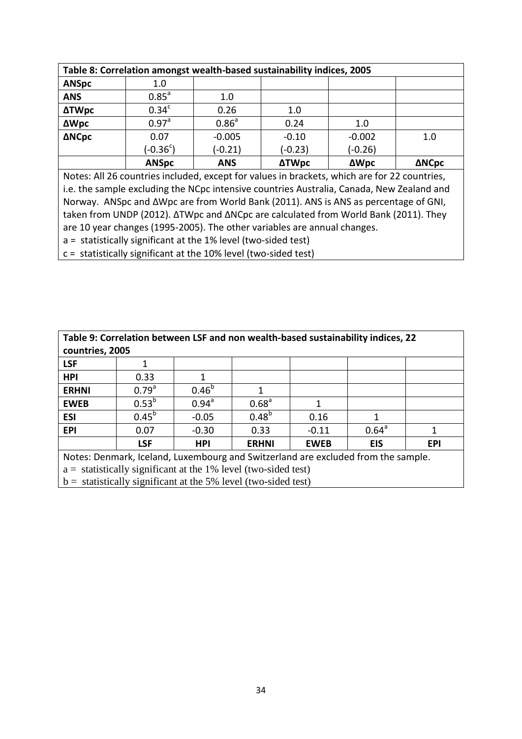**Table 8: Correlation amongst wealth-based sustainability indices, 2005**

| | | | | | |
|---|---|---|---|---|---|
| **ANSpc** | 1.0 | | | | |
| **ANS** | 0.85[a] | 1.0 | | | |
| **ΔTWpc** | 0.34[c] | 0.26 | 1.0 | | |
| **ΔWpc** | 0.97[a] | 0.86[a] | 0.24 | 1.0 | |
| **ΔNCpc** | 0.07 (-0.36[c]) | -0.005 (-0.21) | -0.10 (-0.23) | -0.002 (-0.26) | 1.0 |
| | **ANSpc** | **ANS** | **ΔTWpc** | **ΔWpc** | **ΔNCpc** |

Notes: All 26 countries included, except for values in brackets, which are for 22 countries, i.e. the sample excluding the NCpc intensive countries Australia, Canada, New Zealand and Norway. ANSpc and ΔWpc are from World Bank (2011). ANS is ANS as percentage of GNI, taken from UNDP (2012). ΔTWpc and ΔNCpc are calculated from World Bank (2011). They are 10 year changes (1995-2005). The other variables are annual changes.

a = statistically significant at the 1% level (two-sided test)

c = statistically significant at the 10% level (two-sided test)

**Table 9: Correlation between LSF and non wealth-based sustainability indices, 22 countries, 2005**

| | | | | | | |
|---|---|---|---|---|---|---|
| **LSF** | 1 | | | | | |
| **HPI** | 0.33 | 1 | | | | |
| **ERHNI** | 0.79[a] | 0.46[b] | 1 | | | |
| **EWEB** | 0.53[b] | 0.94[a] | 0.68[a] | 1 | | |
| **ESI** | 0.45[b] | -0.05 | 0.48[b] | 0.16 | 1 | |
| **EPI** | 0.07 | -0.30 | 0.33 | -0.11 | 0.64[a] | 1 |
| | **LSF** | **HPI** | **ERHNI** | **EWEB** | **EIS** | **EPI** |

Notes: Denmark, Iceland, Luxembourg and Switzerland are excluded from the sample.

a = statistically significant at the 1% level (two-sided test)

b = statistically significant at the 5% level (two-sided test)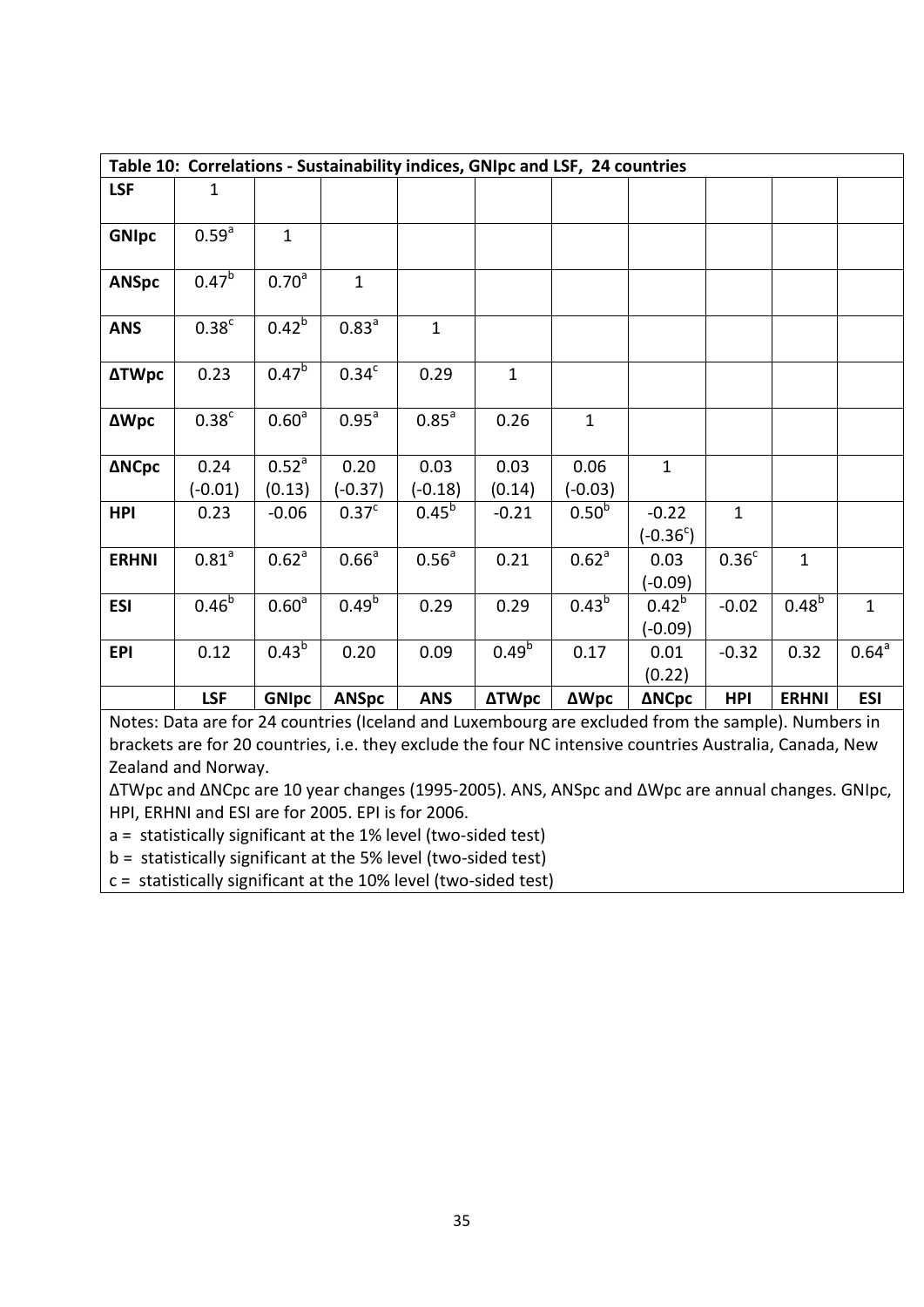**Table 10: Correlations - Sustainability indices, GNIpc and LSF, 24 countries**

| | | | | | | | | | | |
|---|---|---|---|---|---|---|---|---|---|---|
| **LSF** | 1 | | | | | | | | | |
| **GNIpc** | 0.59[a] | 1 | | | | | | | | |
| **ANSpc** | 0.47[b] | 0.70[a] | 1 | | | | | | | |
| **ANS** | 0.38[c] | 0.42[b] | 0.83[a] | 1 | | | | | | |
| **ΔTWpc** | 0.23 | 0.47[b] | 0.34[c] | 0.29 | 1 | | | | | |
| **ΔWpc** | 0.38[c] | 0.60[a] | 0.95[a] | 0.85[a] | 0.26 | 1 | | | | |
| **ΔNCpc** | 0.24 (-0.01) | 0.52[a] (0.13) | 0.20 (-0.37) | 0.03 (-0.18) | 0.03 (0.14) | 0.06 (-0.03) | 1 | | | |
| **HPI** | 0.23 | -0.06 | 0.37[c] | 0.45[b] | -0.21 | 0.50[b] | -0.22 (-0.36[c]) | 1 | | |
| **ERHNI** | 0.81[a] | 0.62[a] | 0.66[a] | 0.56[a] | 0.21 | 0.62[a] | 0.03 (-0.09) | 0.36[c] | 1 | |
| **ESI** | 0.46[b] | 0.60[a] | 0.49[b] | 0.29 | 0.29 | 0.43[b] | 0.42[b] (-0.09) | -0.02 | 0.48[b] | 1 |
| **EPI** | 0.12 | 0.43[b] | 0.20 | 0.09 | 0.49[b] | 0.17 | 0.01 (0.22) | -0.32 | 0.32 | 0.64[a] |
| | **LSF** | **GNIpc** | **ANSpc** | **ANS** | **ΔTWpc** | **ΔWpc** | **ΔNCpc** | **HPI** | **ERHNI** | **ESI** |

Notes: Data are for 24 countries (Iceland and Luxembourg are excluded from the sample). Numbers in brackets are for 20 countries, i.e. they exclude the four NC intensive countries Australia, Canada, New Zealand and Norway.

ΔTWpc and ΔNCpc are 10 year changes (1995-2005). ANS, ANSpc and ΔWpc are annual changes. GNIpc, HPI, ERHNI and ESI are for 2005. EPI is for 2006.

a = statistically significant at the 1% level (two-sided test)

b = statistically significant at the 5% level (two-sided test)

c = statistically significant at the 10% level (two-sided test)